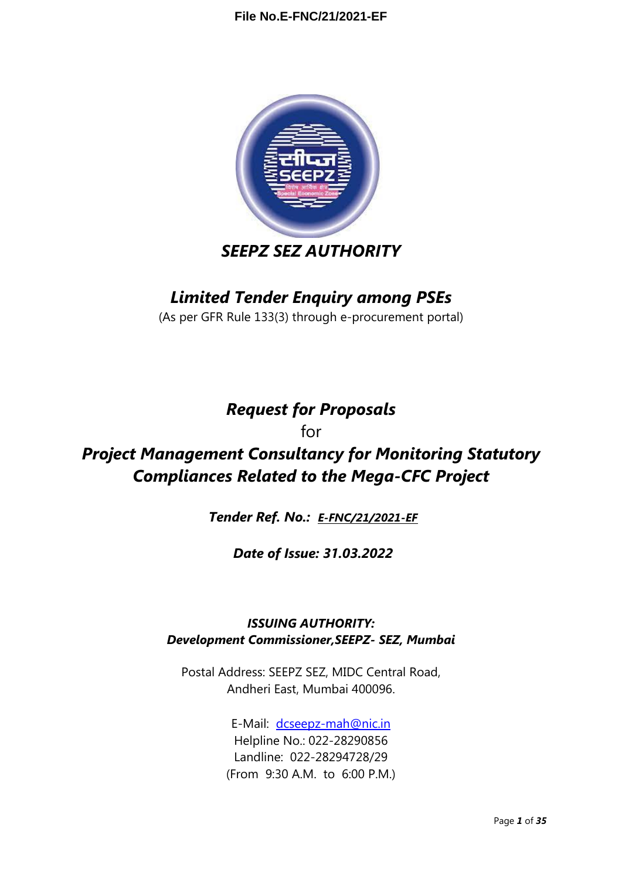File No.E-FNC/21/2021-EF

# *SEEPZ SEZ AUTHORITY*

## *Limited Tender Enquiry among PSEs*

(As per GFR Rule 133(3) through e-procurement portal)

## *Request for Proposals*

for

## *Project Management Consultancy for Monitoring Statutory Compliances Related to the Mega-CFC Project*

***Tender Ref. No.:*** ***E-FNC/21/2021-EF***

***Date of Issue: 31.03.2022***

***ISSUING AUTHORITY:***
***Development Commissioner,SEEPZ- SEZ, Mumbai***

Postal Address: SEEPZ SEZ, MIDC Central Road,
Andheri East, Mumbai 400096.

E-Mail: dcseepz-mah@nic.in
Helpline No.: 022-28290856
Landline: 022-28294728/29
(From 9:30 A.M. to 6:00 P.M.)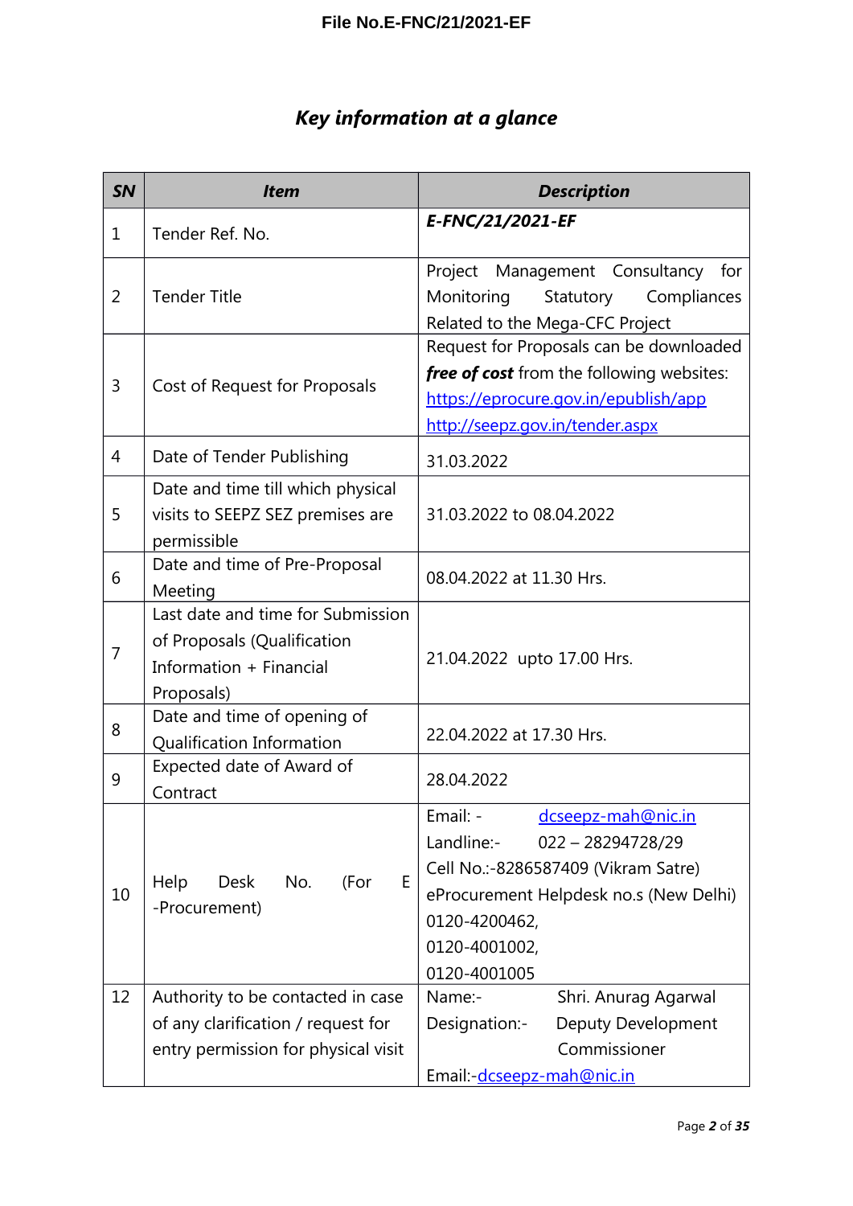## *Key information at a glance*

| SN | Item | Description |
|---|---|---|
| 1 | Tender Ref. No. | ***E-FNC/21/2021-EF*** |
| 2 | Tender Title | Project Management Consultancy for Monitoring Statutory Compliances Related to the Mega-CFC Project |
| 3 | Cost of Request for Proposals | Request for Proposals can be downloaded ***free of cost*** from the following websites: https://eprocure.gov.in/epublish/app http://seepz.gov.in/tender.aspx |
| 4 | Date of Tender Publishing | 31.03.2022 |
| 5 | Date and time till which physical visits to SEEPZ SEZ premises are permissible | 31.03.2022 to 08.04.2022 |
| 6 | Date and time of Pre-Proposal Meeting | 08.04.2022 at 11.30 Hrs. |
| 7 | Last date and time for Submission of Proposals (Qualification Information + Financial Proposals) | 21.04.2022 upto 17.00 Hrs. |
| 8 | Date and time of opening of Qualification Information | 22.04.2022 at 17.30 Hrs. |
| 9 | Expected date of Award of Contract | 28.04.2022 |
| 10 | Help Desk No. (For E-Procurement) | Email: - dcseepz-mah@nic.in<br>Landline:- 022 – 28294728/29<br>Cell No.:-8286587409 (Vikram Satre)<br>eProcurement Helpdesk no.s (New Delhi)<br>0120-4200462,<br>0120-4001002,<br>0120-4001005 |
| 12 | Authority to be contacted in case of any clarification / request for entry permission for physical visit | Name:- Shri. Anurag Agarwal<br>Designation:- Deputy Development Commissioner<br>Email:-dcseepz-mah@nic.in |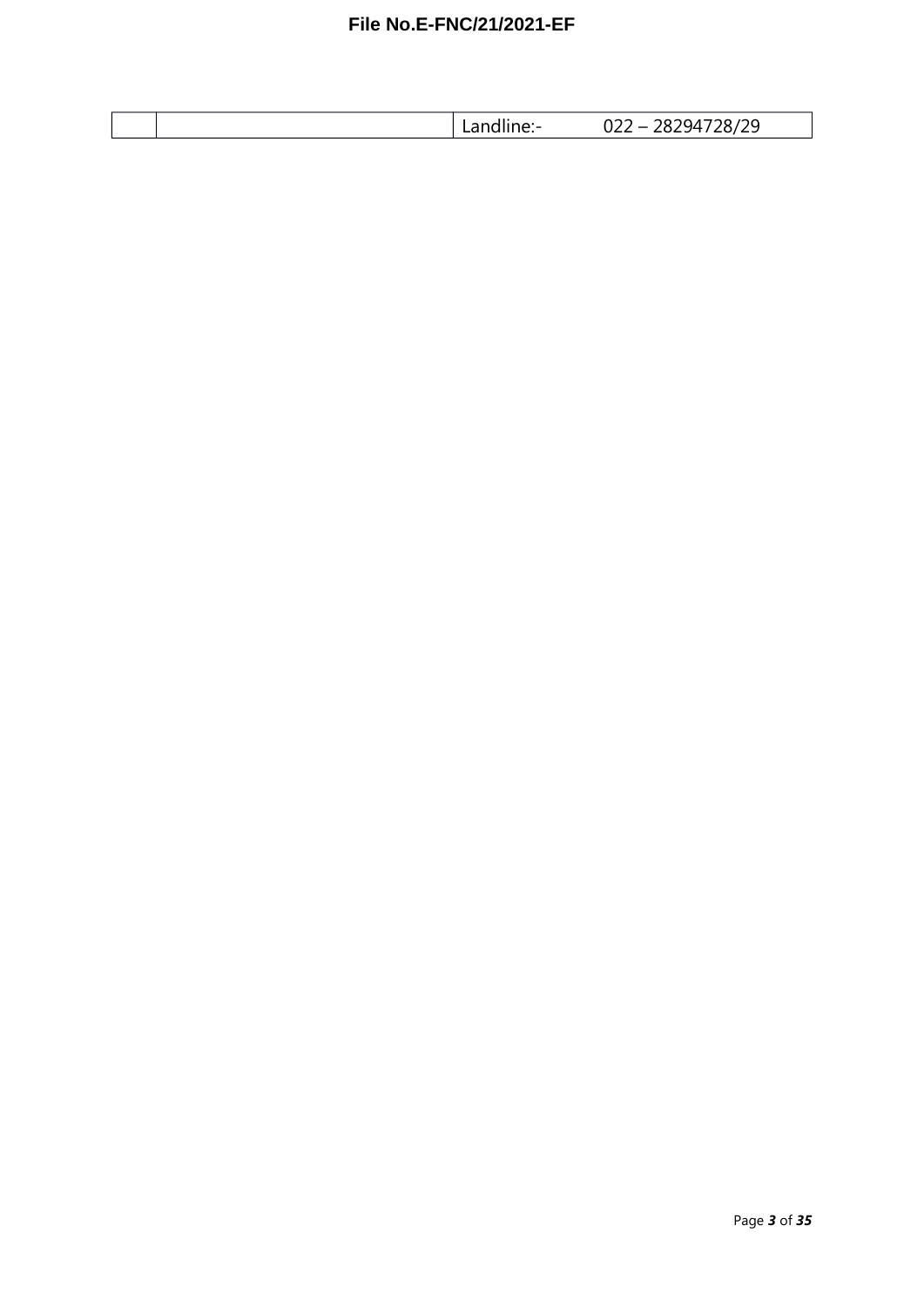|  |  | Landline:- | 022 – 28294728/29 |
|---|---|---|---|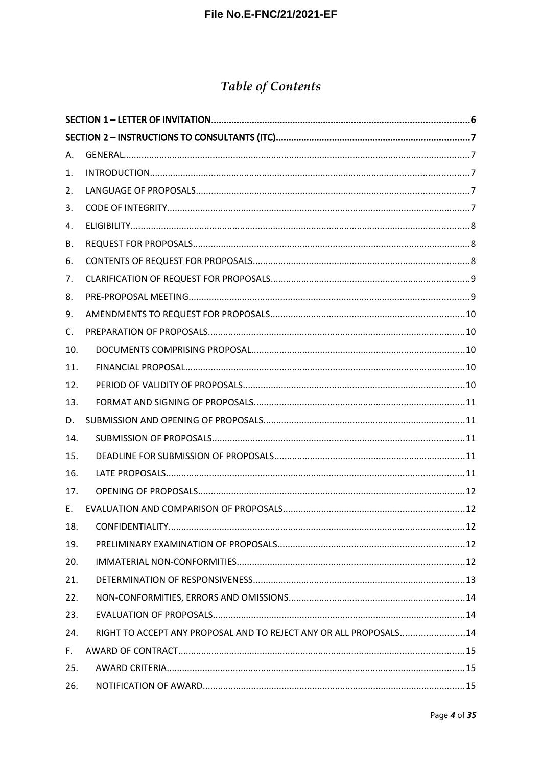# *Table of Contents*

| | | |
|---|---|---|
| **SECTION 1 – LETTER OF INVITATION** | | **6** |
| **SECTION 2 – INSTRUCTIONS TO CONSULTANTS (ITC)** | | **7** |
| A. | GENERAL | 7 |
| 1. | INTRODUCTION | 7 |
| 2. | LANGUAGE OF PROPOSALS | 7 |
| 3. | CODE OF INTEGRITY | 7 |
| 4. | ELIGIBILITY | 8 |
| B. | REQUEST FOR PROPOSALS | 8 |
| 6. | CONTENTS OF REQUEST FOR PROPOSALS | 8 |
| 7. | CLARIFICATION OF REQUEST FOR PROPOSALS | 9 |
| 8. | PRE-PROPOSAL MEETING | 9 |
| 9. | AMENDMENTS TO REQUEST FOR PROPOSALS | 10 |
| C. | PREPARATION OF PROPOSALS | 10 |
| 10. | DOCUMENTS COMPRISING PROPOSAL | 10 |
| 11. | FINANCIAL PROPOSAL | 10 |
| 12. | PERIOD OF VALIDITY OF PROPOSALS | 10 |
| 13. | FORMAT AND SIGNING OF PROPOSALS | 11 |
| D. | SUBMISSION AND OPENING OF PROPOSALS | 11 |
| 14. | SUBMISSION OF PROPOSALS | 11 |
| 15. | DEADLINE FOR SUBMISSION OF PROPOSALS | 11 |
| 16. | LATE PROPOSALS | 11 |
| 17. | OPENING OF PROPOSALS | 12 |
| E. | EVALUATION AND COMPARISON OF PROPOSALS | 12 |
| 18. | CONFIDENTIALITY | 12 |
| 19. | PRELIMINARY EXAMINATION OF PROPOSALS | 12 |
| 20. | IMMATERIAL NON-CONFORMITIES | 12 |
| 21. | DETERMINATION OF RESPONSIVENESS | 13 |
| 22. | NON-CONFORMITIES, ERRORS AND OMISSIONS | 14 |
| 23. | EVALUATION OF PROPOSALS | 14 |
| 24. | RIGHT TO ACCEPT ANY PROPOSAL AND TO REJECT ANY OR ALL PROPOSALS | 14 |
| F. | AWARD OF CONTRACT | 15 |
| 25. | AWARD CRITERIA | 15 |
| 26. | NOTIFICATION OF AWARD | 15 |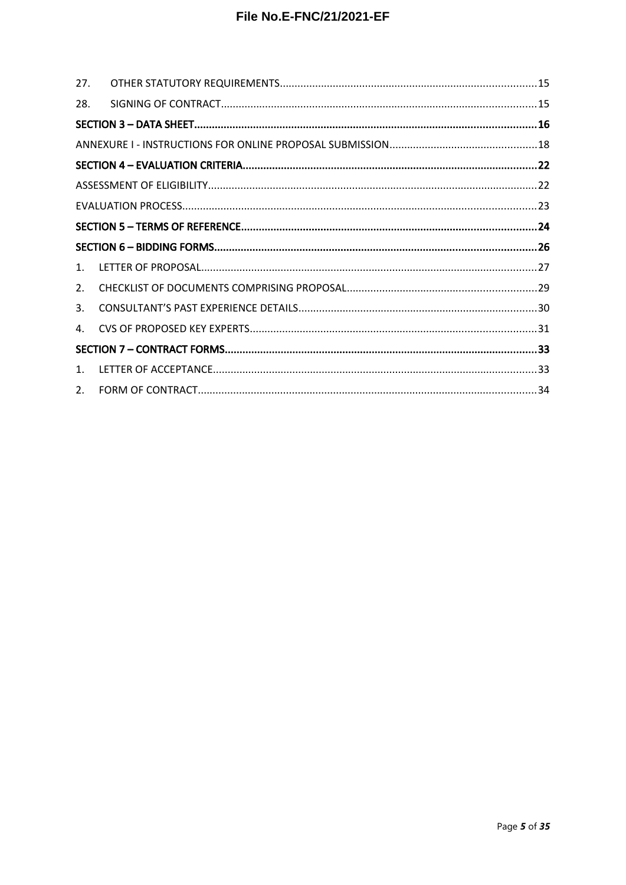| | | |
|---|---|---|
| 27. | OTHER STATUTORY REQUIREMENTS | 15 |
| 28. | SIGNING OF CONTRACT | 15 |
| **SECTION 3 – DATA SHEET** | | **16** |
| ANNEXURE I - INSTRUCTIONS FOR ONLINE PROPOSAL SUBMISSION | | 18 |
| **SECTION 4 – EVALUATION CRITERIA** | | **22** |
| ASSESSMENT OF ELIGIBILITY | | 22 |
| EVALUATION PROCESS | | 23 |
| **SECTION 5 – TERMS OF REFERENCE** | | **24** |
| **SECTION 6 – BIDDING FORMS** | | **26** |
| 1. | LETTER OF PROPOSAL | 27 |
| 2. | CHECKLIST OF DOCUMENTS COMPRISING PROPOSAL | 29 |
| 3. | CONSULTANT'S PAST EXPERIENCE DETAILS | 30 |
| 4. | CVS OF PROPOSED KEY EXPERTS | 31 |
| **SECTION 7 – CONTRACT FORMS** | | **33** |
| 1. | LETTER OF ACCEPTANCE | 33 |
| 2. | FORM OF CONTRACT | 34 |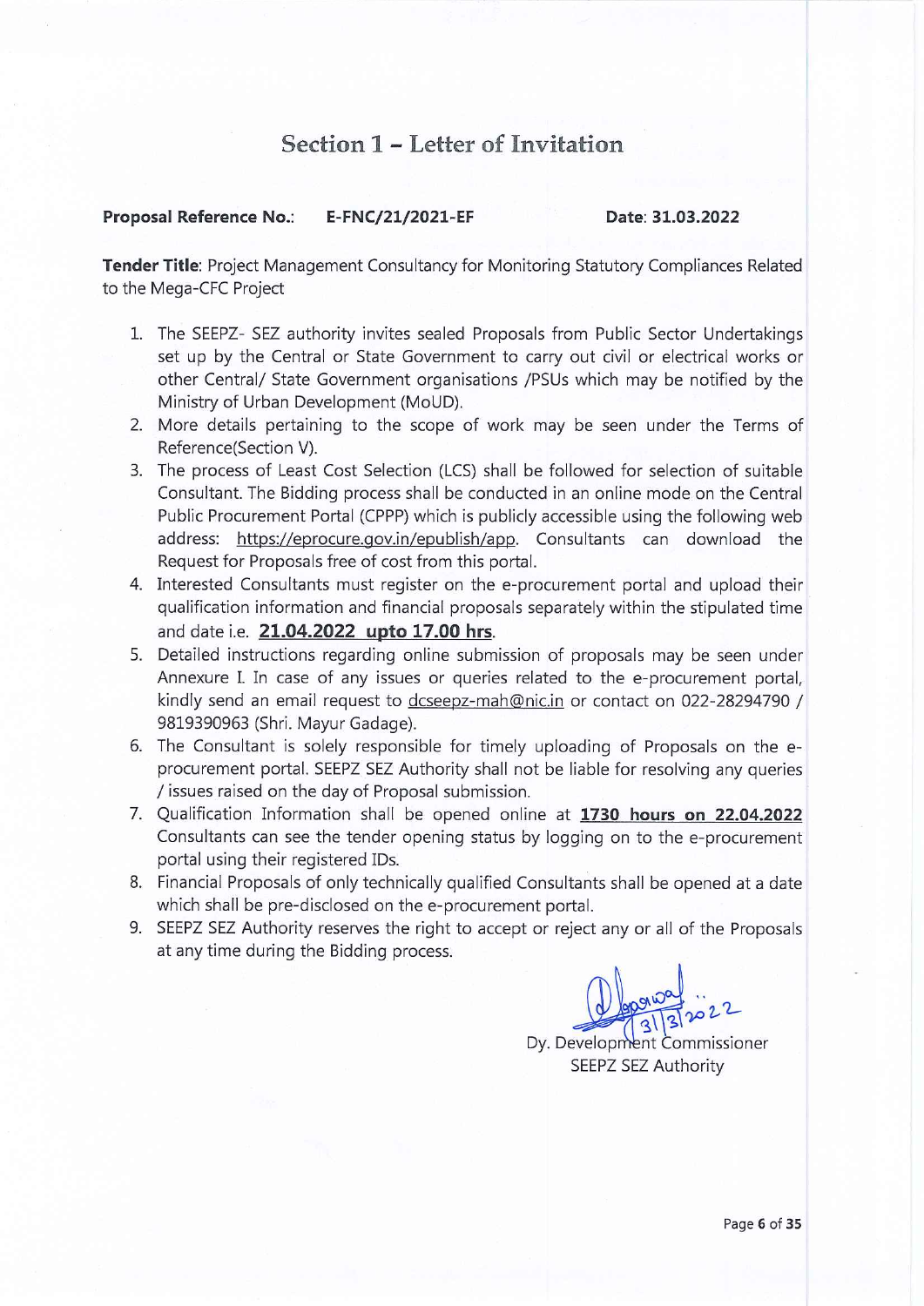# Section 1 – Letter of Invitation

**Proposal Reference No.:** **E-FNC/21/2021-EF** **Date: 31.03.2022**

**Tender Title**: Project Management Consultancy for Monitoring Statutory Compliances Related to the Mega-CFC Project

1. The SEEPZ- SEZ authority invites sealed Proposals from Public Sector Undertakings set up by the Central or State Government to carry out civil or electrical works or other Central/ State Government organisations /PSUs which may be notified by the Ministry of Urban Development (MoUD).
2. More details pertaining to the scope of work may be seen under the Terms of Reference(Section V).
3. The process of Least Cost Selection (LCS) shall be followed for selection of suitable Consultant. The Bidding process shall be conducted in an online mode on the Central Public Procurement Portal (CPPP) which is publicly accessible using the following web address: https://eprocure.gov.in/epublish/app. Consultants can download the Request for Proposals free of cost from this portal.
4. Interested Consultants must register on the e-procurement portal and upload their qualification information and financial proposals separately within the stipulated time and date i.e. **21.04.2022 upto 17.00 hrs**.
5. Detailed instructions regarding online submission of proposals may be seen under Annexure I. In case of any issues or queries related to the e-procurement portal, kindly send an email request to dcseepz-mah@nic.in or contact on 022-28294790 / 9819390963 (Shri. Mayur Gadage).
6. The Consultant is solely responsible for timely uploading of Proposals on the e-procurement portal. SEEPZ SEZ Authority shall not be liable for resolving any queries / issues raised on the day of Proposal submission.
7. Qualification Information shall be opened online at **1730 hours on 22.04.2022** Consultants can see the tender opening status by logging on to the e-procurement portal using their registered IDs.
8. Financial Proposals of only technically qualified Consultants shall be opened at a date which shall be pre-disclosed on the e-procurement portal.
9. SEEPZ SEZ Authority reserves the right to accept or reject any or all of the Proposals at any time during the Bidding process.

31/3/2022

Dy. Development Commissioner
SEEPZ SEZ Authority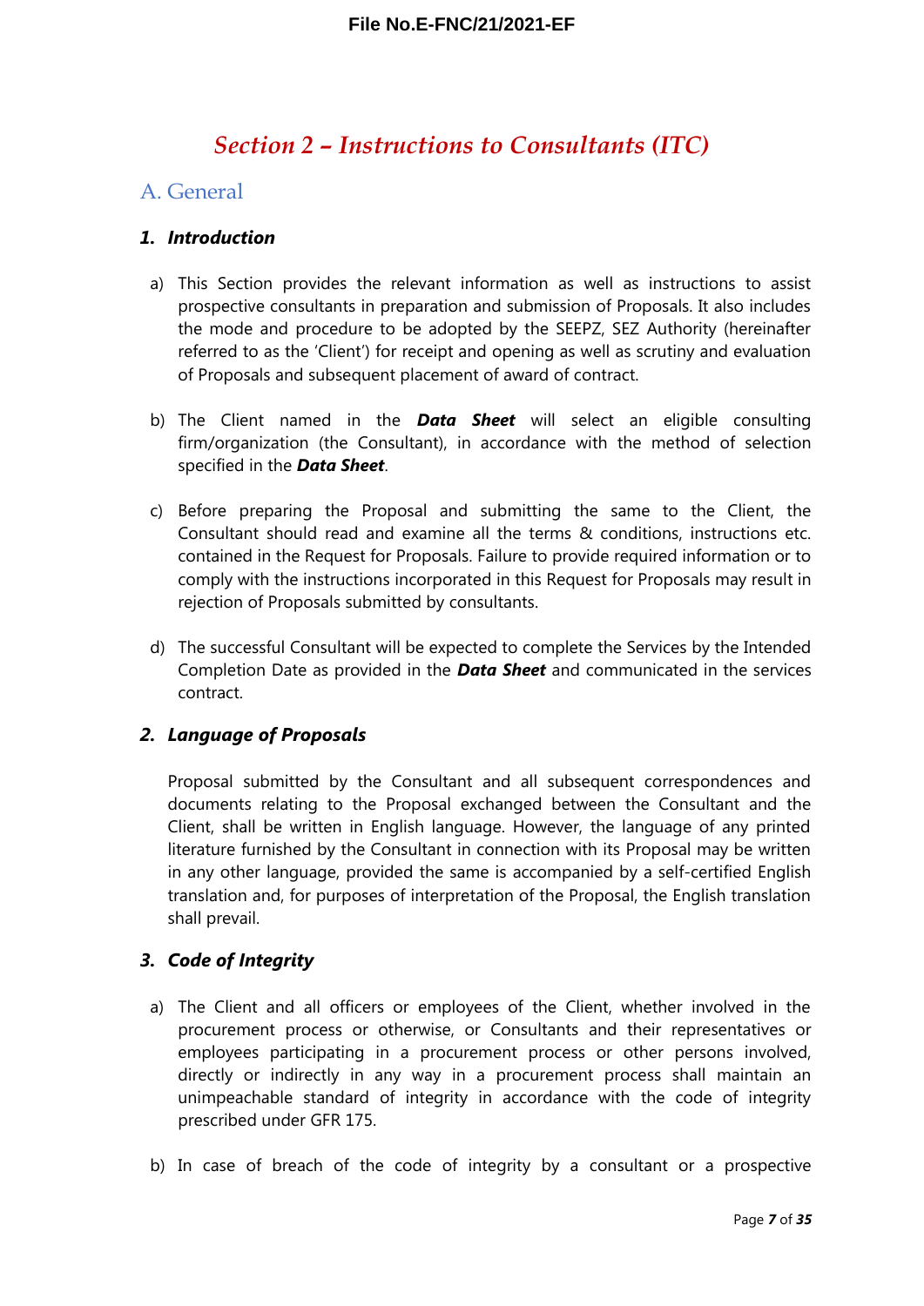# *Section 2 – Instructions to Consultants (ITC)*

## A. General

### *1. Introduction*

a) This Section provides the relevant information as well as instructions to assist prospective consultants in preparation and submission of Proposals. It also includes the mode and procedure to be adopted by the SEEPZ, SEZ Authority (hereinafter referred to as the 'Client') for receipt and opening as well as scrutiny and evaluation of Proposals and subsequent placement of award of contract.

b) The Client named in the ***Data Sheet*** will select an eligible consulting firm/organization (the Consultant), in accordance with the method of selection specified in the ***Data Sheet***.

c) Before preparing the Proposal and submitting the same to the Client, the Consultant should read and examine all the terms & conditions, instructions etc. contained in the Request for Proposals. Failure to provide required information or to comply with the instructions incorporated in this Request for Proposals may result in rejection of Proposals submitted by consultants.

d) The successful Consultant will be expected to complete the Services by the Intended Completion Date as provided in the ***Data Sheet*** and communicated in the services contract.

### *2. Language of Proposals*

Proposal submitted by the Consultant and all subsequent correspondences and documents relating to the Proposal exchanged between the Consultant and the Client, shall be written in English language. However, the language of any printed literature furnished by the Consultant in connection with its Proposal may be written in any other language, provided the same is accompanied by a self-certified English translation and, for purposes of interpretation of the Proposal, the English translation shall prevail.

### *3. Code of Integrity*

a) The Client and all officers or employees of the Client, whether involved in the procurement process or otherwise, or Consultants and their representatives or employees participating in a procurement process or other persons involved, directly or indirectly in any way in a procurement process shall maintain an unimpeachable standard of integrity in accordance with the code of integrity prescribed under GFR 175.

b) In case of breach of the code of integrity by a consultant or a prospective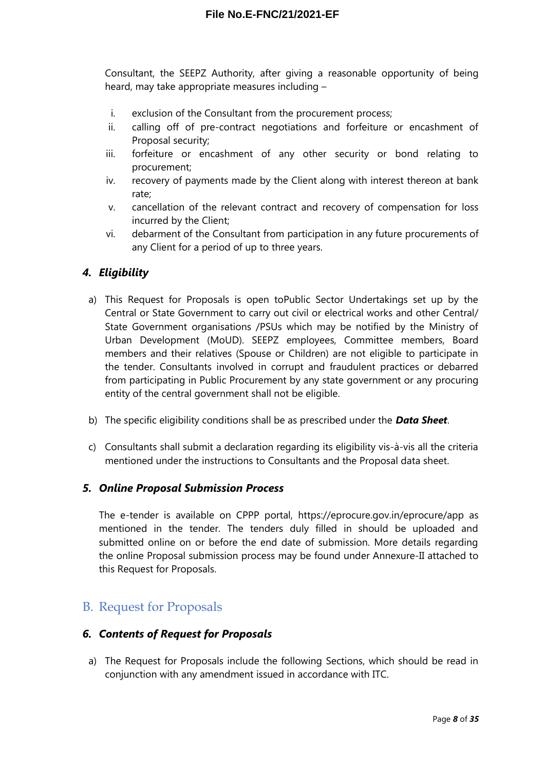Consultant, the SEEPZ Authority, after giving a reasonable opportunity of being heard, may take appropriate measures including –

i. exclusion of the Consultant from the procurement process;
ii. calling off of pre-contract negotiations and forfeiture or encashment of Proposal security;
iii. forfeiture or encashment of any other security or bond relating to procurement;
iv. recovery of payments made by the Client along with interest thereon at bank rate;
v. cancellation of the relevant contract and recovery of compensation for loss incurred by the Client;
vi. debarment of the Consultant from participation in any future procurements of any Client for a period of up to three years.

### *4. Eligibility*

a) This Request for Proposals is open toPublic Sector Undertakings set up by the Central or State Government to carry out civil or electrical works and other Central/ State Government organisations /PSUs which may be notified by the Ministry of Urban Development (MoUD). SEEPZ employees, Committee members, Board members and their relatives (Spouse or Children) are not eligible to participate in the tender. Consultants involved in corrupt and fraudulent practices or debarred from participating in Public Procurement by any state government or any procuring entity of the central government shall not be eligible.

b) The specific eligibility conditions shall be as prescribed under the ***Data Sheet***.

c) Consultants shall submit a declaration regarding its eligibility vis-à-vis all the criteria mentioned under the instructions to Consultants and the Proposal data sheet.

### *5. Online Proposal Submission Process*

The e-tender is available on CPPP portal, https://eprocure.gov.in/eprocure/app as mentioned in the tender. The tenders duly filled in should be uploaded and submitted online on or before the end date of submission. More details regarding the online Proposal submission process may be found under Annexure-II attached to this Request for Proposals.

## B. Request for Proposals

### *6. Contents of Request for Proposals*

a) The Request for Proposals include the following Sections, which should be read in conjunction with any amendment issued in accordance with ITC.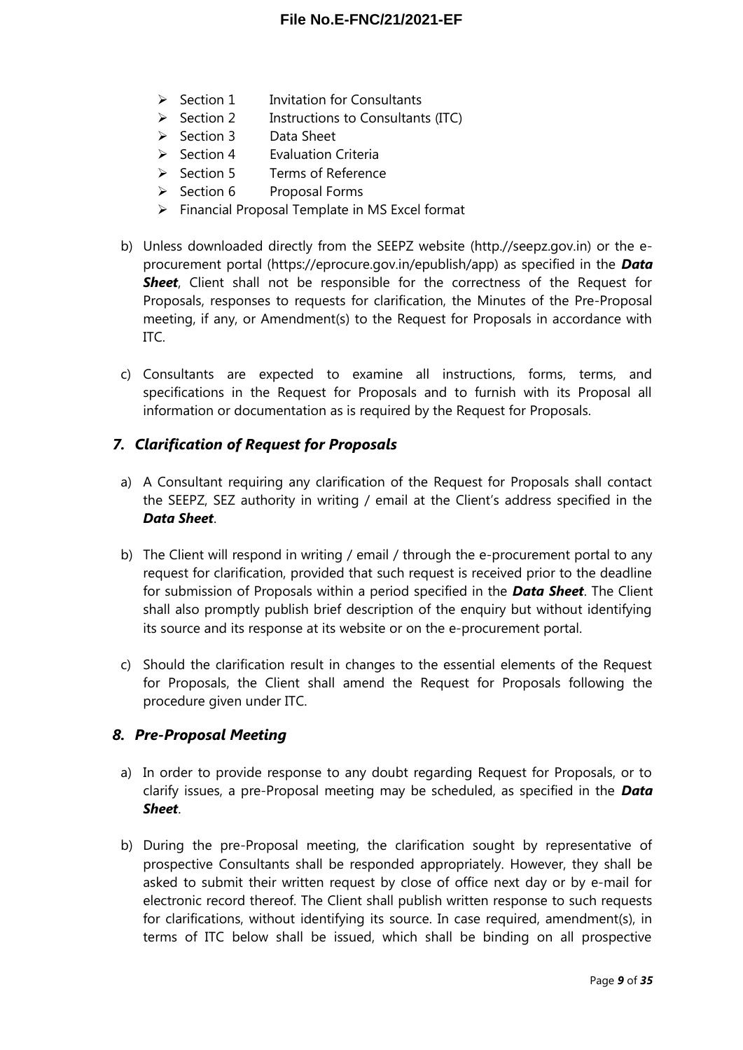- Section 1 Invitation for Consultants
- Section 2 Instructions to Consultants (ITC)
- Section 3 Data Sheet
- Section 4 Evaluation Criteria
- Section 5 Terms of Reference
- Section 6 Proposal Forms
- Financial Proposal Template in MS Excel format

b) Unless downloaded directly from the SEEPZ website (http.//seepz.gov.in) or the e-procurement portal (https://eprocure.gov.in/epublish/app) as specified in the ***Data Sheet***, Client shall not be responsible for the correctness of the Request for Proposals, responses to requests for clarification, the Minutes of the Pre-Proposal meeting, if any, or Amendment(s) to the Request for Proposals in accordance with ITC.

c) Consultants are expected to examine all instructions, forms, terms, and specifications in the Request for Proposals and to furnish with its Proposal all information or documentation as is required by the Request for Proposals.

### *7. Clarification of Request for Proposals*

a) A Consultant requiring any clarification of the Request for Proposals shall contact the SEEPZ, SEZ authority in writing / email at the Client's address specified in the ***Data Sheet***.

b) The Client will respond in writing / email / through the e-procurement portal to any request for clarification, provided that such request is received prior to the deadline for submission of Proposals within a period specified in the ***Data Sheet***. The Client shall also promptly publish brief description of the enquiry but without identifying its source and its response at its website or on the e-procurement portal.

c) Should the clarification result in changes to the essential elements of the Request for Proposals, the Client shall amend the Request for Proposals following the procedure given under ITC.

### *8. Pre-Proposal Meeting*

a) In order to provide response to any doubt regarding Request for Proposals, or to clarify issues, a pre-Proposal meeting may be scheduled, as specified in the ***Data Sheet***.

b) During the pre-Proposal meeting, the clarification sought by representative of prospective Consultants shall be responded appropriately. However, they shall be asked to submit their written request by close of office next day or by e-mail for electronic record thereof. The Client shall publish written response to such requests for clarifications, without identifying its source. In case required, amendment(s), in terms of ITC below shall be issued, which shall be binding on all prospective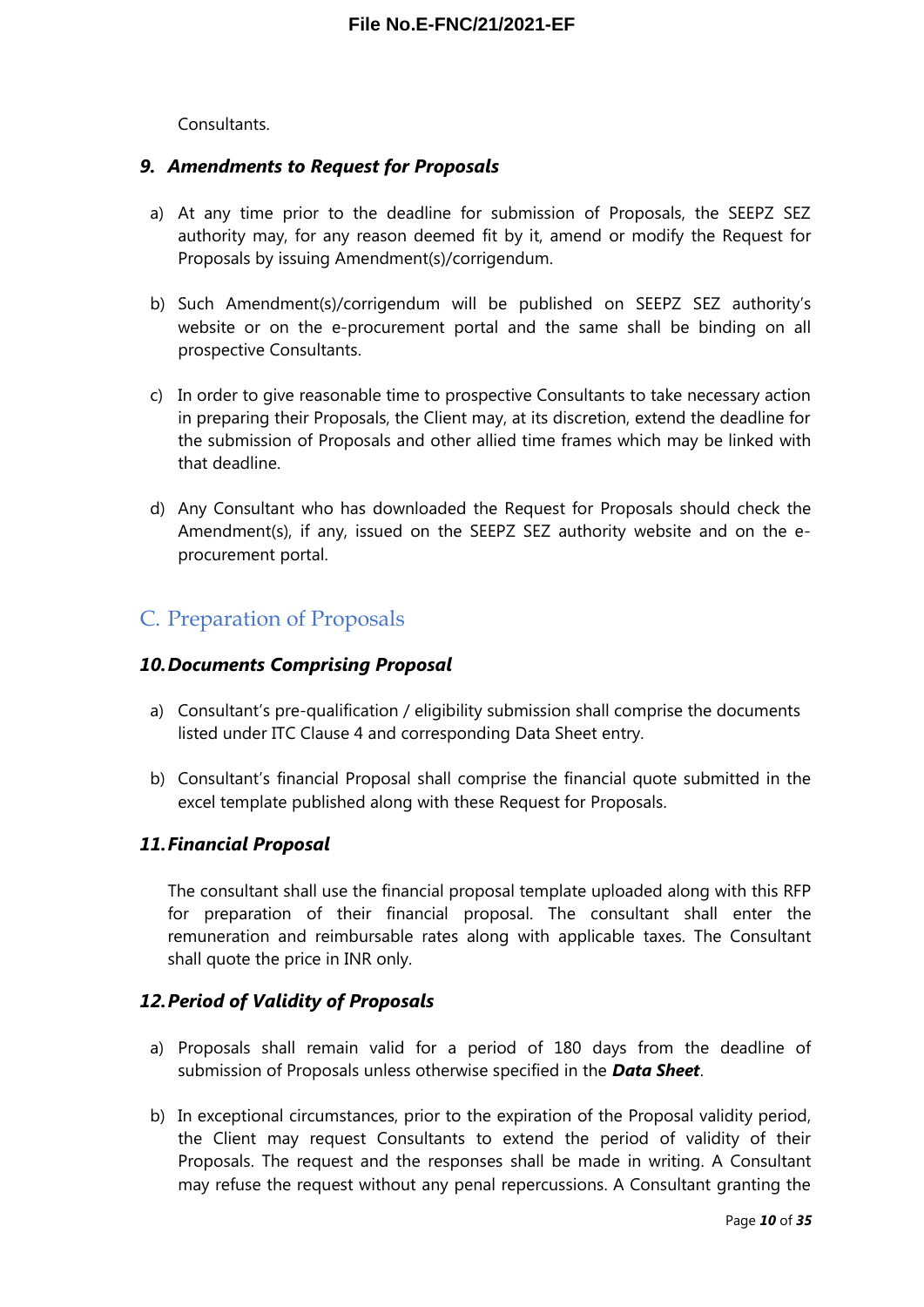Consultants.

### *9. Amendments to Request for Proposals*

a) At any time prior to the deadline for submission of Proposals, the SEEPZ SEZ authority may, for any reason deemed fit by it, amend or modify the Request for Proposals by issuing Amendment(s)/corrigendum.

b) Such Amendment(s)/corrigendum will be published on SEEPZ SEZ authority's website or on the e-procurement portal and the same shall be binding on all prospective Consultants.

c) In order to give reasonable time to prospective Consultants to take necessary action in preparing their Proposals, the Client may, at its discretion, extend the deadline for the submission of Proposals and other allied time frames which may be linked with that deadline.

d) Any Consultant who has downloaded the Request for Proposals should check the Amendment(s), if any, issued on the SEEPZ SEZ authority website and on the e-procurement portal.

## C. Preparation of Proposals

### *10. Documents Comprising Proposal*

a) Consultant's pre-qualification / eligibility submission shall comprise the documents listed under ITC Clause 4 and corresponding Data Sheet entry.

b) Consultant's financial Proposal shall comprise the financial quote submitted in the excel template published along with these Request for Proposals.

### *11. Financial Proposal*

The consultant shall use the financial proposal template uploaded along with this RFP for preparation of their financial proposal. The consultant shall enter the remuneration and reimbursable rates along with applicable taxes. The Consultant shall quote the price in INR only.

### *12. Period of Validity of Proposals*

a) Proposals shall remain valid for a period of 180 days from the deadline of submission of Proposals unless otherwise specified in the ***Data Sheet***.

b) In exceptional circumstances, prior to the expiration of the Proposal validity period, the Client may request Consultants to extend the period of validity of their Proposals. The request and the responses shall be made in writing. A Consultant may refuse the request without any penal repercussions. A Consultant granting the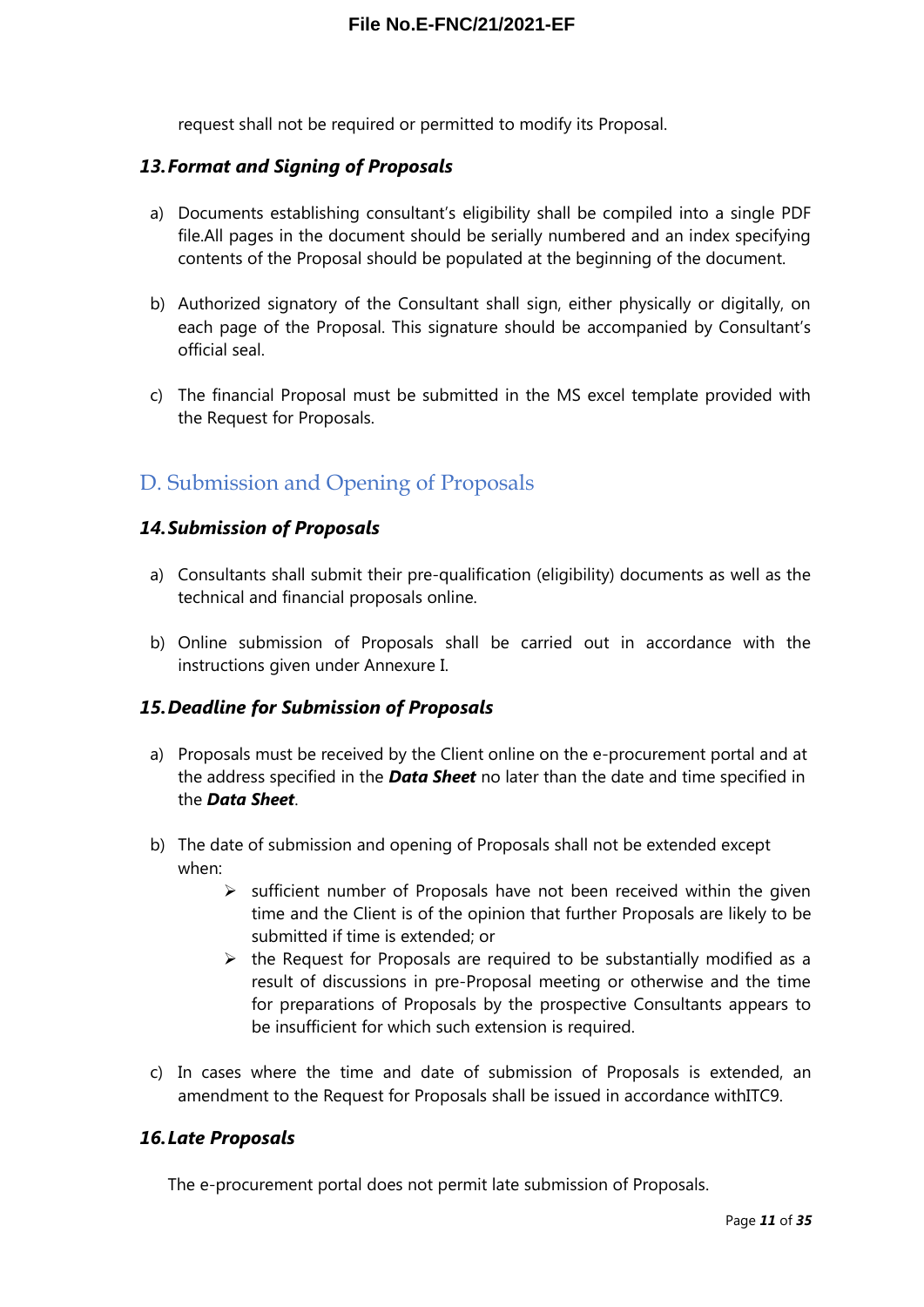request shall not be required or permitted to modify its Proposal.

### *13. Format and Signing of Proposals*

a) Documents establishing consultant's eligibility shall be compiled into a single PDF file.All pages in the document should be serially numbered and an index specifying contents of the Proposal should be populated at the beginning of the document.

b) Authorized signatory of the Consultant shall sign, either physically or digitally, on each page of the Proposal. This signature should be accompanied by Consultant's official seal.

c) The financial Proposal must be submitted in the MS excel template provided with the Request for Proposals.

## D. Submission and Opening of Proposals

### *14. Submission of Proposals*

a) Consultants shall submit their pre-qualification (eligibility) documents as well as the technical and financial proposals online.

b) Online submission of Proposals shall be carried out in accordance with the instructions given under Annexure I.

### *15. Deadline for Submission of Proposals*

a) Proposals must be received by the Client online on the e-procurement portal and at the address specified in the ***Data Sheet*** no later than the date and time specified in the ***Data Sheet***.

b) The date of submission and opening of Proposals shall not be extended except when:
   - sufficient number of Proposals have not been received within the given time and the Client is of the opinion that further Proposals are likely to be submitted if time is extended; or
   - the Request for Proposals are required to be substantially modified as a result of discussions in pre-Proposal meeting or otherwise and the time for preparations of Proposals by the prospective Consultants appears to be insufficient for which such extension is required.

c) In cases where the time and date of submission of Proposals is extended, an amendment to the Request for Proposals shall be issued in accordance withITC9.

### *16. Late Proposals*

The e-procurement portal does not permit late submission of Proposals.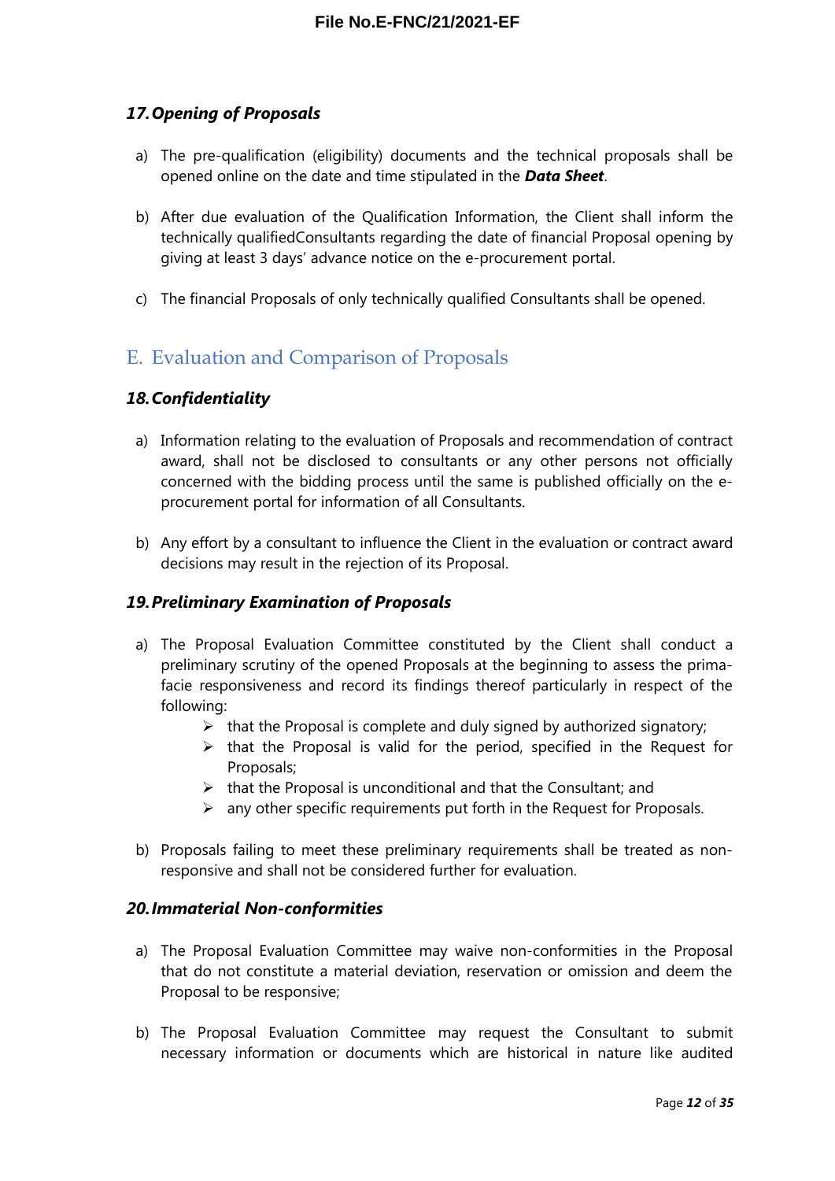### *17. Opening of Proposals*

a) The pre-qualification (eligibility) documents and the technical proposals shall be opened online on the date and time stipulated in the ***Data Sheet***.

b) After due evaluation of the Qualification Information, the Client shall inform the technically qualifiedConsultants regarding the date of financial Proposal opening by giving at least 3 days' advance notice on the e-procurement portal.

c) The financial Proposals of only technically qualified Consultants shall be opened.

## E. Evaluation and Comparison of Proposals

### *18. Confidentiality*

a) Information relating to the evaluation of Proposals and recommendation of contract award, shall not be disclosed to consultants or any other persons not officially concerned with the bidding process until the same is published officially on the e-procurement portal for information of all Consultants.

b) Any effort by a consultant to influence the Client in the evaluation or contract award decisions may result in the rejection of its Proposal.

### *19. Preliminary Examination of Proposals*

a) The Proposal Evaluation Committee constituted by the Client shall conduct a preliminary scrutiny of the opened Proposals at the beginning to assess the prima-facie responsiveness and record its findings thereof particularly in respect of the following:
   - that the Proposal is complete and duly signed by authorized signatory;
   - that the Proposal is valid for the period, specified in the Request for Proposals;
   - that the Proposal is unconditional and that the Consultant; and
   - any other specific requirements put forth in the Request for Proposals.

b) Proposals failing to meet these preliminary requirements shall be treated as non-responsive and shall not be considered further for evaluation.

### *20. Immaterial Non-conformities*

a) The Proposal Evaluation Committee may waive non-conformities in the Proposal that do not constitute a material deviation, reservation or omission and deem the Proposal to be responsive;

b) The Proposal Evaluation Committee may request the Consultant to submit necessary information or documents which are historical in nature like audited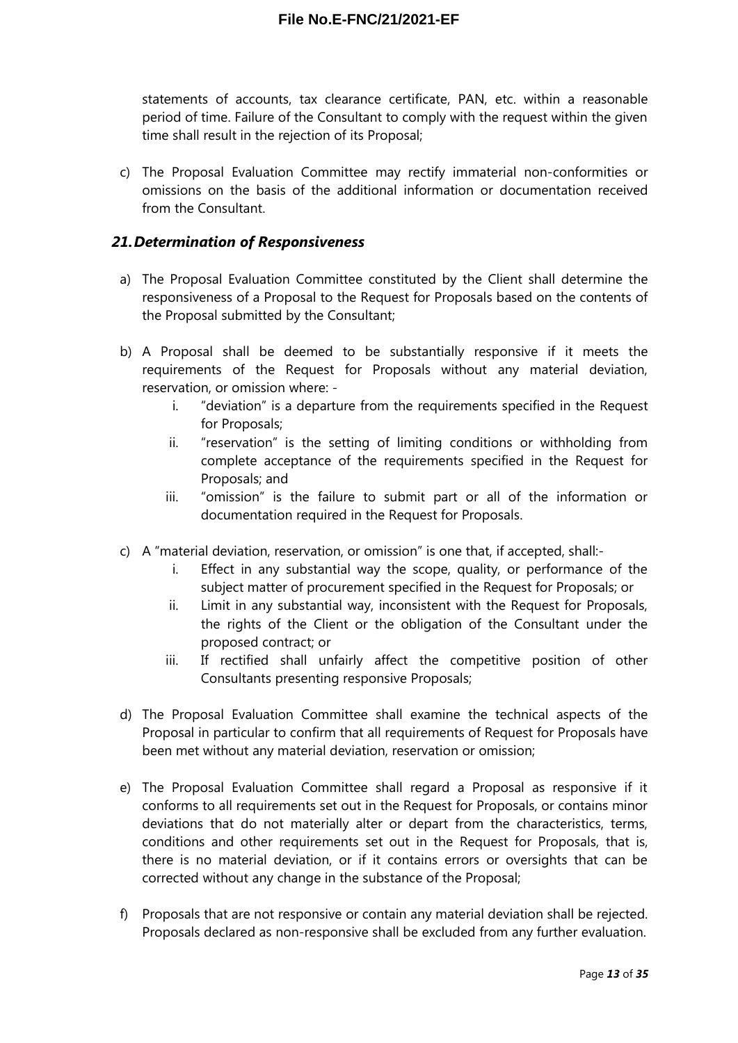statements of accounts, tax clearance certificate, PAN, etc. within a reasonable period of time. Failure of the Consultant to comply with the request within the given time shall result in the rejection of its Proposal;

c) The Proposal Evaluation Committee may rectify immaterial non-conformities or omissions on the basis of the additional information or documentation received from the Consultant.

### *21. Determination of Responsiveness*

a) The Proposal Evaluation Committee constituted by the Client shall determine the responsiveness of a Proposal to the Request for Proposals based on the contents of the Proposal submitted by the Consultant;

b) A Proposal shall be deemed to be substantially responsive if it meets the requirements of the Request for Proposals without any material deviation, reservation, or omission where: -
   i. "deviation" is a departure from the requirements specified in the Request for Proposals;
   ii. "reservation" is the setting of limiting conditions or withholding from complete acceptance of the requirements specified in the Request for Proposals; and
   iii. "omission" is the failure to submit part or all of the information or documentation required in the Request for Proposals.

c) A "material deviation, reservation, or omission" is one that, if accepted, shall:-
   i. Effect in any substantial way the scope, quality, or performance of the subject matter of procurement specified in the Request for Proposals; or
   ii. Limit in any substantial way, inconsistent with the Request for Proposals, the rights of the Client or the obligation of the Consultant under the proposed contract; or
   iii. If rectified shall unfairly affect the competitive position of other Consultants presenting responsive Proposals;

d) The Proposal Evaluation Committee shall examine the technical aspects of the Proposal in particular to confirm that all requirements of Request for Proposals have been met without any material deviation, reservation or omission;

e) The Proposal Evaluation Committee shall regard a Proposal as responsive if it conforms to all requirements set out in the Request for Proposals, or contains minor deviations that do not materially alter or depart from the characteristics, terms, conditions and other requirements set out in the Request for Proposals, that is, there is no material deviation, or if it contains errors or oversights that can be corrected without any change in the substance of the Proposal;

f) Proposals that are not responsive or contain any material deviation shall be rejected. Proposals declared as non-responsive shall be excluded from any further evaluation.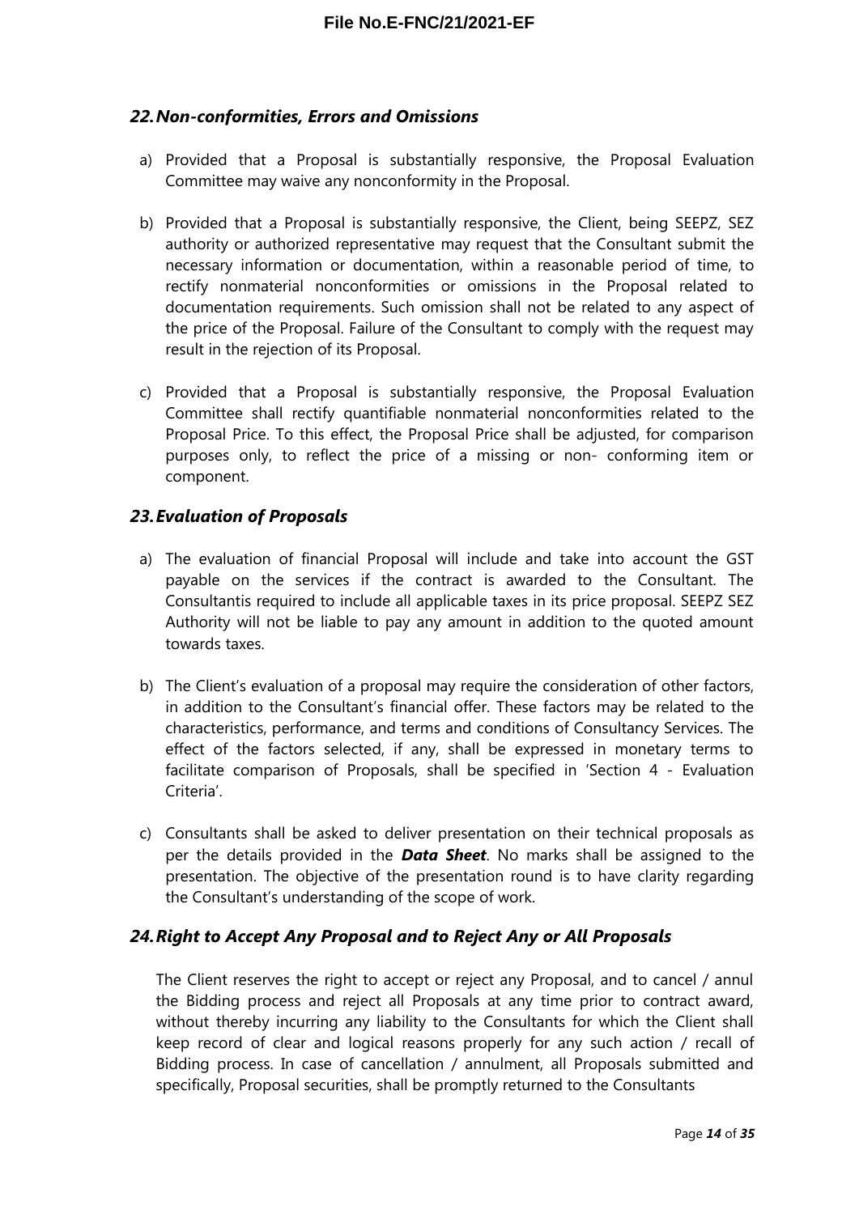### *22. Non-conformities, Errors and Omissions*

a) Provided that a Proposal is substantially responsive, the Proposal Evaluation Committee may waive any nonconformity in the Proposal.

b) Provided that a Proposal is substantially responsive, the Client, being SEEPZ, SEZ authority or authorized representative may request that the Consultant submit the necessary information or documentation, within a reasonable period of time, to rectify nonmaterial nonconformities or omissions in the Proposal related to documentation requirements. Such omission shall not be related to any aspect of the price of the Proposal. Failure of the Consultant to comply with the request may result in the rejection of its Proposal.

c) Provided that a Proposal is substantially responsive, the Proposal Evaluation Committee shall rectify quantifiable nonmaterial nonconformities related to the Proposal Price. To this effect, the Proposal Price shall be adjusted, for comparison purposes only, to reflect the price of a missing or non- conforming item or component.

### *23. Evaluation of Proposals*

a) The evaluation of financial Proposal will include and take into account the GST payable on the services if the contract is awarded to the Consultant. The Consultantis required to include all applicable taxes in its price proposal. SEEPZ SEZ Authority will not be liable to pay any amount in addition to the quoted amount towards taxes.

b) The Client's evaluation of a proposal may require the consideration of other factors, in addition to the Consultant's financial offer. These factors may be related to the characteristics, performance, and terms and conditions of Consultancy Services. The effect of the factors selected, if any, shall be expressed in monetary terms to facilitate comparison of Proposals, shall be specified in 'Section 4 - Evaluation Criteria'.

c) Consultants shall be asked to deliver presentation on their technical proposals as per the details provided in the ***Data Sheet***. No marks shall be assigned to the presentation. The objective of the presentation round is to have clarity regarding the Consultant's understanding of the scope of work.

### *24. Right to Accept Any Proposal and to Reject Any or All Proposals*

The Client reserves the right to accept or reject any Proposal, and to cancel / annul the Bidding process and reject all Proposals at any time prior to contract award, without thereby incurring any liability to the Consultants for which the Client shall keep record of clear and logical reasons properly for any such action / recall of Bidding process. In case of cancellation / annulment, all Proposals submitted and specifically, Proposal securities, shall be promptly returned to the Consultants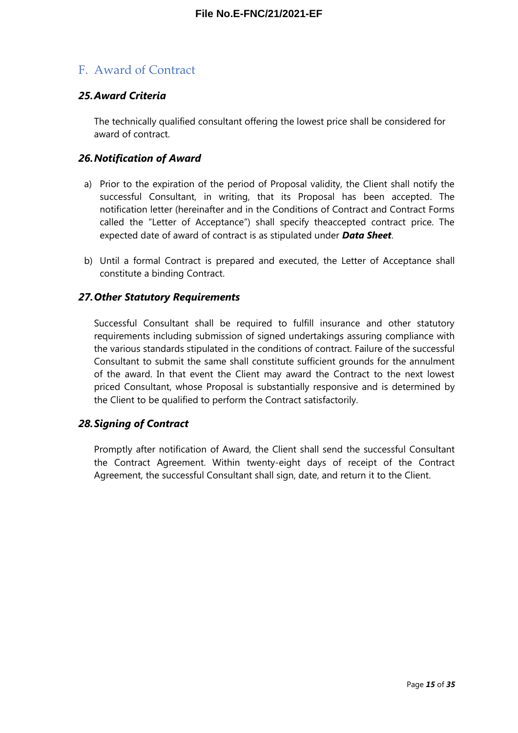## F. Award of Contract

### *25. Award Criteria*

The technically qualified consultant offering the lowest price shall be considered for award of contract.

### *26. Notification of Award*

a) Prior to the expiration of the period of Proposal validity, the Client shall notify the successful Consultant, in writing, that its Proposal has been accepted. The notification letter (hereinafter and in the Conditions of Contract and Contract Forms called the "Letter of Acceptance") shall specify theaccepted contract price. The expected date of award of contract is as stipulated under ***Data Sheet***.

b) Until a formal Contract is prepared and executed, the Letter of Acceptance shall constitute a binding Contract.

### *27. Other Statutory Requirements*

Successful Consultant shall be required to fulfill insurance and other statutory requirements including submission of signed undertakings assuring compliance with the various standards stipulated in the conditions of contract. Failure of the successful Consultant to submit the same shall constitute sufficient grounds for the annulment of the award. In that event the Client may award the Contract to the next lowest priced Consultant, whose Proposal is substantially responsive and is determined by the Client to be qualified to perform the Contract satisfactorily.

### *28. Signing of Contract*

Promptly after notification of Award, the Client shall send the successful Consultant the Contract Agreement. Within twenty-eight days of receipt of the Contract Agreement, the successful Consultant shall sign, date, and return it to the Client.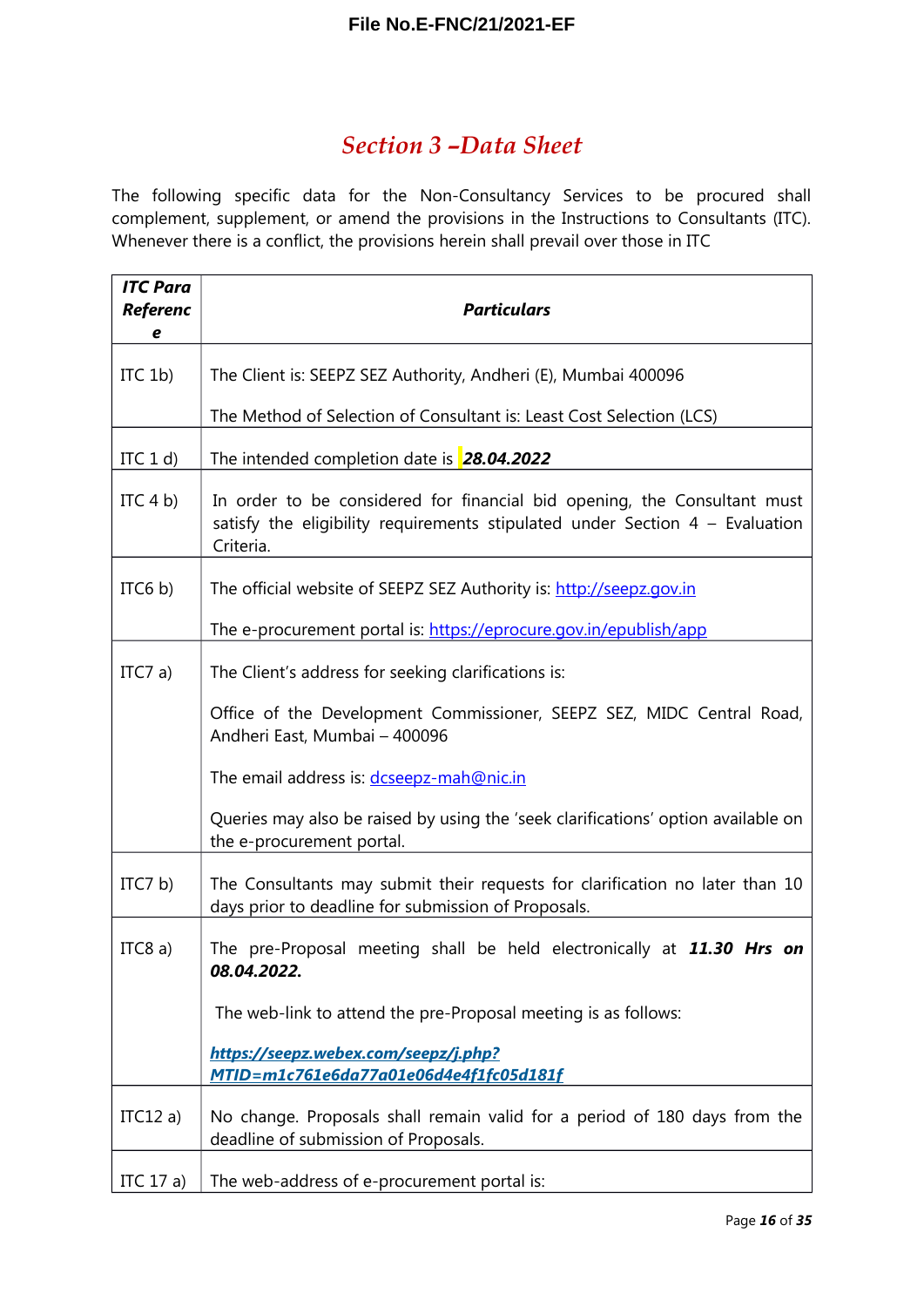File No.E-FNC/21/2021-EF

# Section 3 –Data Sheet

The following specific data for the Non-Consultancy Services to be procured shall complement, supplement, or amend the provisions in the Instructions to Consultants (ITC). Whenever there is a conflict, the provisions herein shall prevail over those in ITC

| ***ITC Para Reference*** | ***Particulars*** |
|---|---|
| ITC 1b) | The Client is: SEEPZ SEZ Authority, Andheri (E), Mumbai 400096<br><br>The Method of Selection of Consultant is: Least Cost Selection (LCS) |
| ITC 1 d) | The intended completion date is ***28.04.2022*** |
| ITC 4 b) | In order to be considered for financial bid opening, the Consultant must satisfy the eligibility requirements stipulated under Section 4 – Evaluation Criteria. |
| ITC6 b) | The official website of SEEPZ SEZ Authority is: http://seepz.gov.in<br><br>The e-procurement portal is: https://eprocure.gov.in/epublish/app |
| ITC7 a) | The Client's address for seeking clarifications is:<br><br>Office of the Development Commissioner, SEEPZ SEZ, MIDC Central Road, Andheri East, Mumbai – 400096<br><br>The email address is: dcseepz-mah@nic.in<br><br>Queries may also be raised by using the 'seek clarifications' option available on the e-procurement portal. |
| ITC7 b) | The Consultants may submit their requests for clarification no later than 10 days prior to deadline for submission of Proposals. |
| ITC8 a) | The pre-Proposal meeting shall be held electronically at ***11.30 Hrs on 08.04.2022.***<br><br>The web-link to attend the pre-Proposal meeting is as follows:<br><br>***https://seepz.webex.com/seepz/j.php?MTID=m1c761e6da77a01e06d4e4f1fc05d181f*** |
| ITC12 a) | No change. Proposals shall remain valid for a period of 180 days from the deadline of submission of Proposals. |
| ITC 17 a) | The web-address of e-procurement portal is: |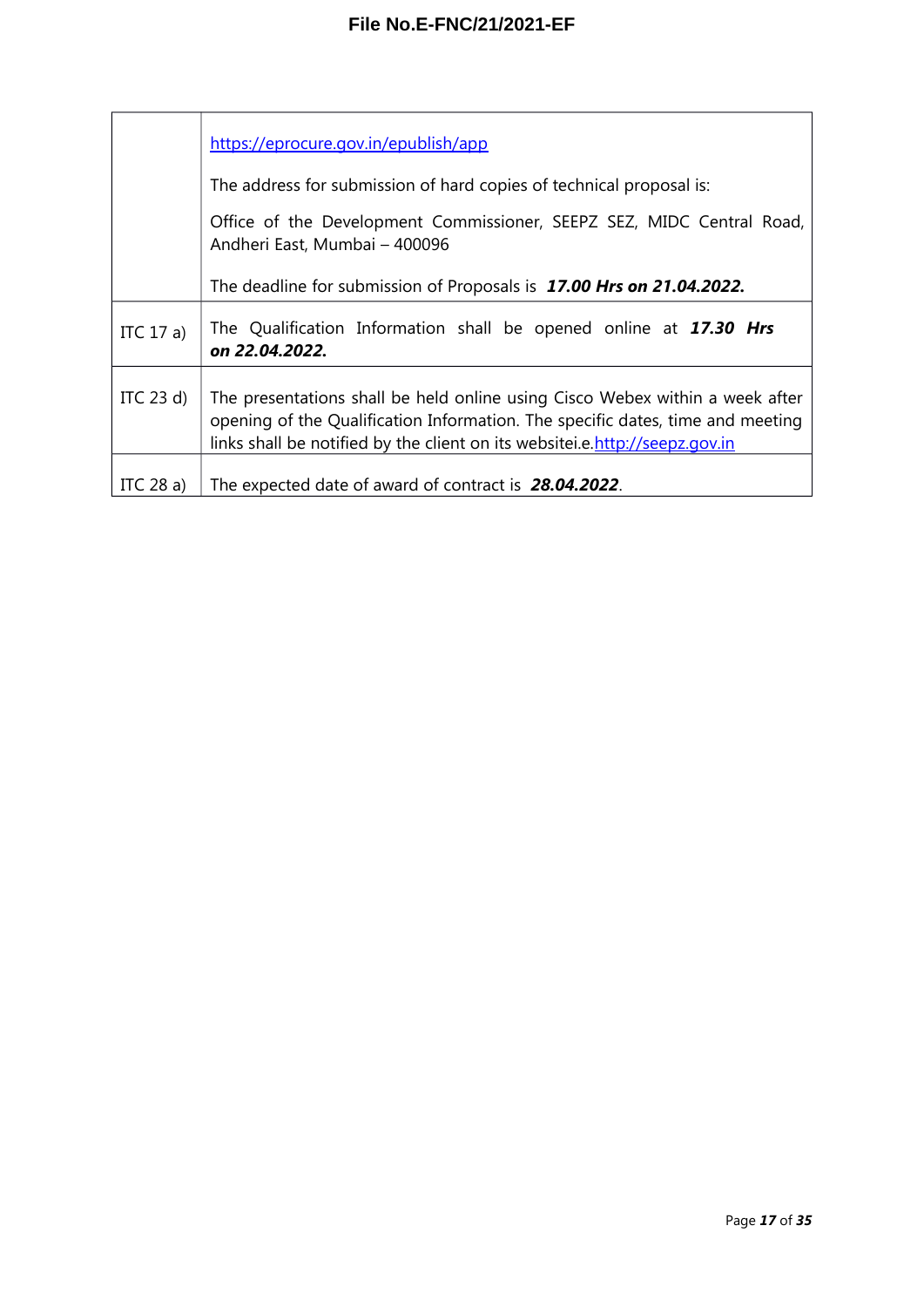| | |
|---|---|
| | https://eprocure.gov.in/epublish/app<br><br>The address for submission of hard copies of technical proposal is:<br><br>Office of the Development Commissioner, SEEPZ SEZ, MIDC Central Road, Andheri East, Mumbai – 400096<br><br>The deadline for submission of Proposals is ***17.00 Hrs on 21.04.2022.*** |
| ITC 17 a) | The Qualification Information shall be opened online at ***17.30 Hrs on 22.04.2022.*** |
| ITC 23 d) | The presentations shall be held online using Cisco Webex within a week after opening of the Qualification Information. The specific dates, time and meeting links shall be notified by the client on its websitei.e.http://seepz.gov.in |
| ITC 28 a) | The expected date of award of contract is ***28.04.2022***. |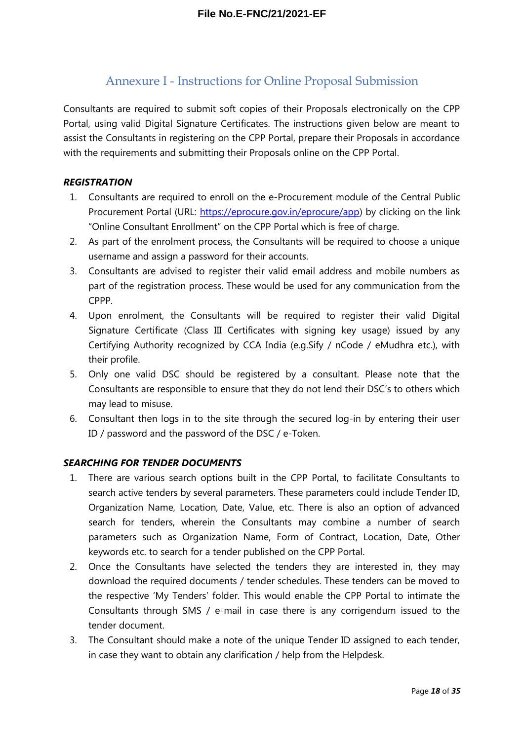## Annexure I - Instructions for Online Proposal Submission

Consultants are required to submit soft copies of their Proposals electronically on the CPP Portal, using valid Digital Signature Certificates. The instructions given below are meant to assist the Consultants in registering on the CPP Portal, prepare their Proposals in accordance with the requirements and submitting their Proposals online on the CPP Portal.

***REGISTRATION***

1. Consultants are required to enroll on the e-Procurement module of the Central Public Procurement Portal (URL: https://eprocure.gov.in/eprocure/app) by clicking on the link "Online Consultant Enrollment" on the CPP Portal which is free of charge.
2. As part of the enrolment process, the Consultants will be required to choose a unique username and assign a password for their accounts.
3. Consultants are advised to register their valid email address and mobile numbers as part of the registration process. These would be used for any communication from the CPPP.
4. Upon enrolment, the Consultants will be required to register their valid Digital Signature Certificate (Class III Certificates with signing key usage) issued by any Certifying Authority recognized by CCA India (e.g.Sify / nCode / eMudhra etc.), with their profile.
5. Only one valid DSC should be registered by a consultant. Please note that the Consultants are responsible to ensure that they do not lend their DSC's to others which may lead to misuse.
6. Consultant then logs in to the site through the secured log-in by entering their user ID / password and the password of the DSC / e-Token.

***SEARCHING FOR TENDER DOCUMENTS***

1. There are various search options built in the CPP Portal, to facilitate Consultants to search active tenders by several parameters. These parameters could include Tender ID, Organization Name, Location, Date, Value, etc. There is also an option of advanced search for tenders, wherein the Consultants may combine a number of search parameters such as Organization Name, Form of Contract, Location, Date, Other keywords etc. to search for a tender published on the CPP Portal.
2. Once the Consultants have selected the tenders they are interested in, they may download the required documents / tender schedules. These tenders can be moved to the respective 'My Tenders' folder. This would enable the CPP Portal to intimate the Consultants through SMS / e-mail in case there is any corrigendum issued to the tender document.
3. The Consultant should make a note of the unique Tender ID assigned to each tender, in case they want to obtain any clarification / help from the Helpdesk.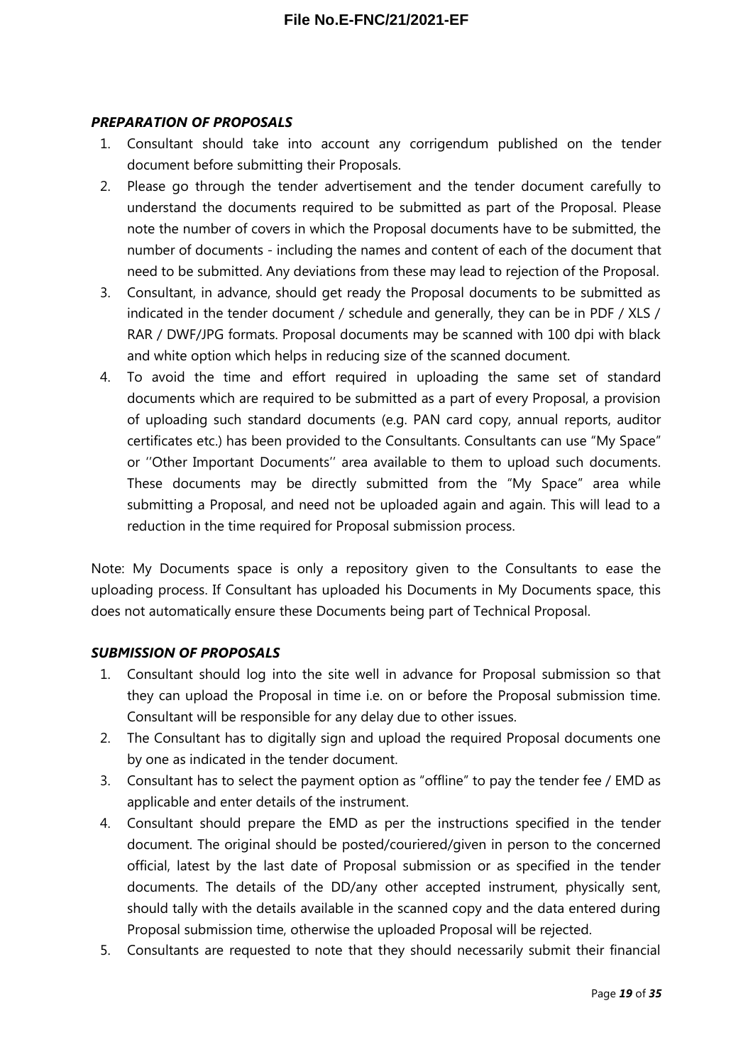### *PREPARATION OF PROPOSALS*

1. Consultant should take into account any corrigendum published on the tender document before submitting their Proposals.
2. Please go through the tender advertisement and the tender document carefully to understand the documents required to be submitted as part of the Proposal. Please note the number of covers in which the Proposal documents have to be submitted, the number of documents - including the names and content of each of the document that need to be submitted. Any deviations from these may lead to rejection of the Proposal.
3. Consultant, in advance, should get ready the Proposal documents to be submitted as indicated in the tender document / schedule and generally, they can be in PDF / XLS / RAR / DWF/JPG formats. Proposal documents may be scanned with 100 dpi with black and white option which helps in reducing size of the scanned document.
4. To avoid the time and effort required in uploading the same set of standard documents which are required to be submitted as a part of every Proposal, a provision of uploading such standard documents (e.g. PAN card copy, annual reports, auditor certificates etc.) has been provided to the Consultants. Consultants can use "My Space" or ''Other Important Documents'' area available to them to upload such documents. These documents may be directly submitted from the "My Space" area while submitting a Proposal, and need not be uploaded again and again. This will lead to a reduction in the time required for Proposal submission process.

Note: My Documents space is only a repository given to the Consultants to ease the uploading process. If Consultant has uploaded his Documents in My Documents space, this does not automatically ensure these Documents being part of Technical Proposal.

### *SUBMISSION OF PROPOSALS*

1. Consultant should log into the site well in advance for Proposal submission so that they can upload the Proposal in time i.e. on or before the Proposal submission time. Consultant will be responsible for any delay due to other issues.
2. The Consultant has to digitally sign and upload the required Proposal documents one by one as indicated in the tender document.
3. Consultant has to select the payment option as "offline" to pay the tender fee / EMD as applicable and enter details of the instrument.
4. Consultant should prepare the EMD as per the instructions specified in the tender document. The original should be posted/couriered/given in person to the concerned official, latest by the last date of Proposal submission or as specified in the tender documents. The details of the DD/any other accepted instrument, physically sent, should tally with the details available in the scanned copy and the data entered during Proposal submission time, otherwise the uploaded Proposal will be rejected.
5. Consultants are requested to note that they should necessarily submit their financial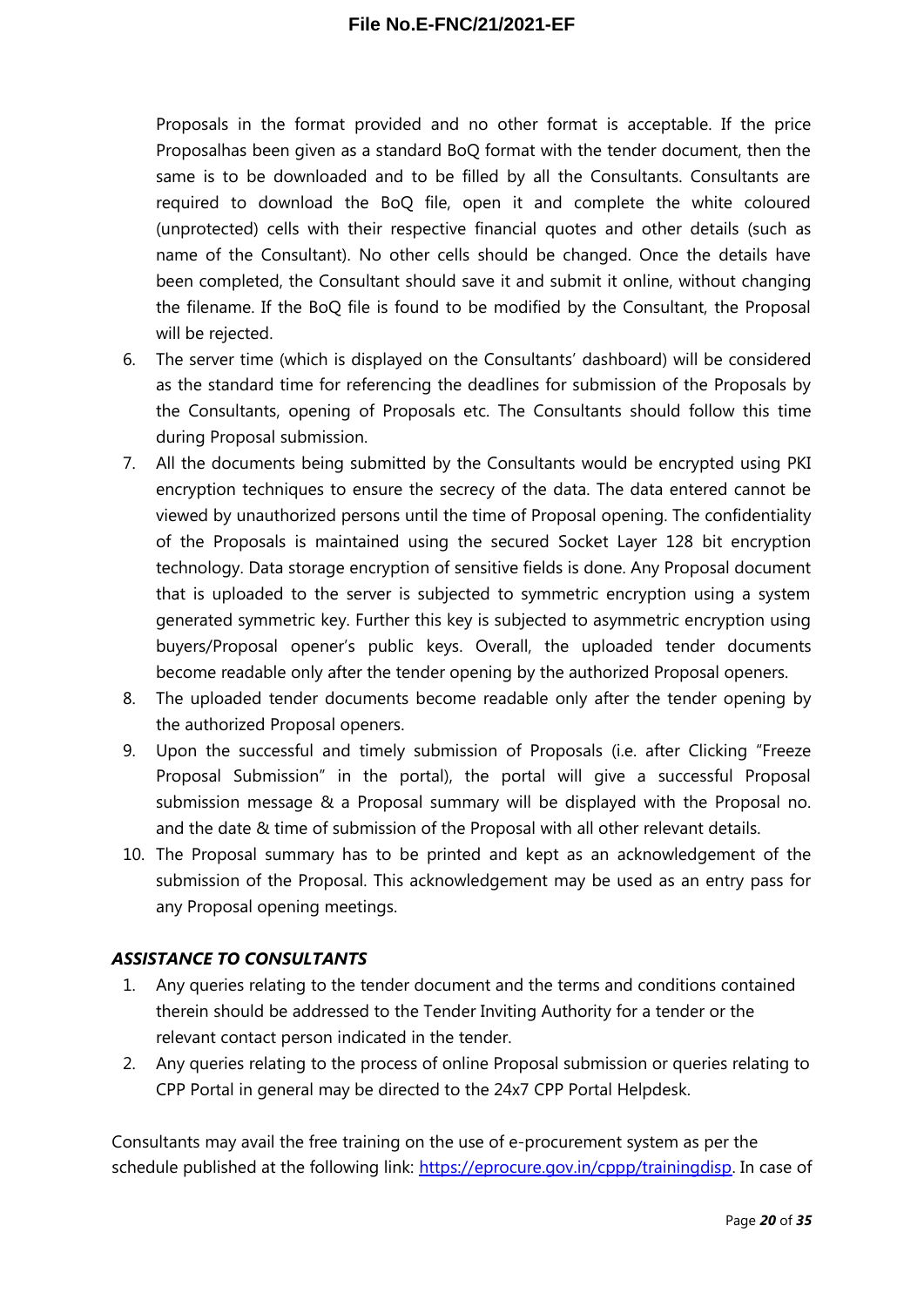Proposals in the format provided and no other format is acceptable. If the price Proposalhas been given as a standard BoQ format with the tender document, then the same is to be downloaded and to be filled by all the Consultants. Consultants are required to download the BoQ file, open it and complete the white coloured (unprotected) cells with their respective financial quotes and other details (such as name of the Consultant). No other cells should be changed. Once the details have been completed, the Consultant should save it and submit it online, without changing the filename. If the BoQ file is found to be modified by the Consultant, the Proposal will be rejected.

6. The server time (which is displayed on the Consultants' dashboard) will be considered as the standard time for referencing the deadlines for submission of the Proposals by the Consultants, opening of Proposals etc. The Consultants should follow this time during Proposal submission.
7. All the documents being submitted by the Consultants would be encrypted using PKI encryption techniques to ensure the secrecy of the data. The data entered cannot be viewed by unauthorized persons until the time of Proposal opening. The confidentiality of the Proposals is maintained using the secured Socket Layer 128 bit encryption technology. Data storage encryption of sensitive fields is done. Any Proposal document that is uploaded to the server is subjected to symmetric encryption using a system generated symmetric key. Further this key is subjected to asymmetric encryption using buyers/Proposal opener's public keys. Overall, the uploaded tender documents become readable only after the tender opening by the authorized Proposal openers.
8. The uploaded tender documents become readable only after the tender opening by the authorized Proposal openers.
9. Upon the successful and timely submission of Proposals (i.e. after Clicking "Freeze Proposal Submission" in the portal), the portal will give a successful Proposal submission message & a Proposal summary will be displayed with the Proposal no. and the date & time of submission of the Proposal with all other relevant details.
10. The Proposal summary has to be printed and kept as an acknowledgement of the submission of the Proposal. This acknowledgement may be used as an entry pass for any Proposal opening meetings.

***ASSISTANCE TO CONSULTANTS***

1. Any queries relating to the tender document and the terms and conditions contained therein should be addressed to the Tender Inviting Authority for a tender or the relevant contact person indicated in the tender.
2. Any queries relating to the process of online Proposal submission or queries relating to CPP Portal in general may be directed to the 24x7 CPP Portal Helpdesk.

Consultants may avail the free training on the use of e-procurement system as per the schedule published at the following link: https://eprocure.gov.in/cppp/trainingdisp. In case of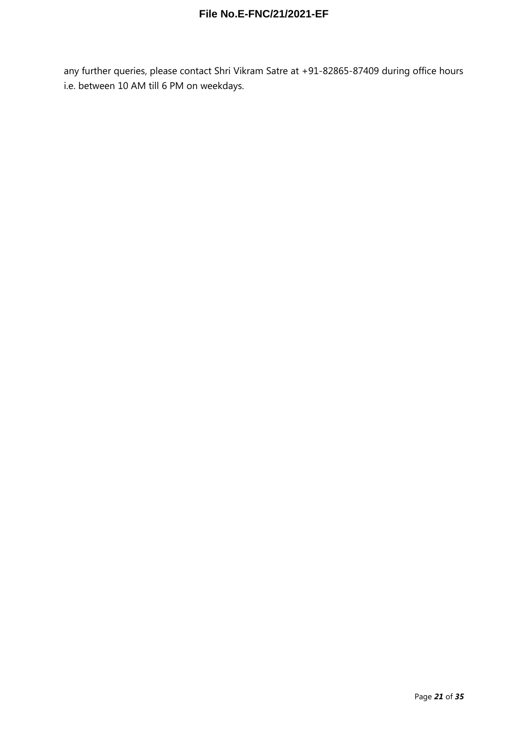any further queries, please contact Shri Vikram Satre at +91-82865-87409 during office hours i.e. between 10 AM till 6 PM on weekdays.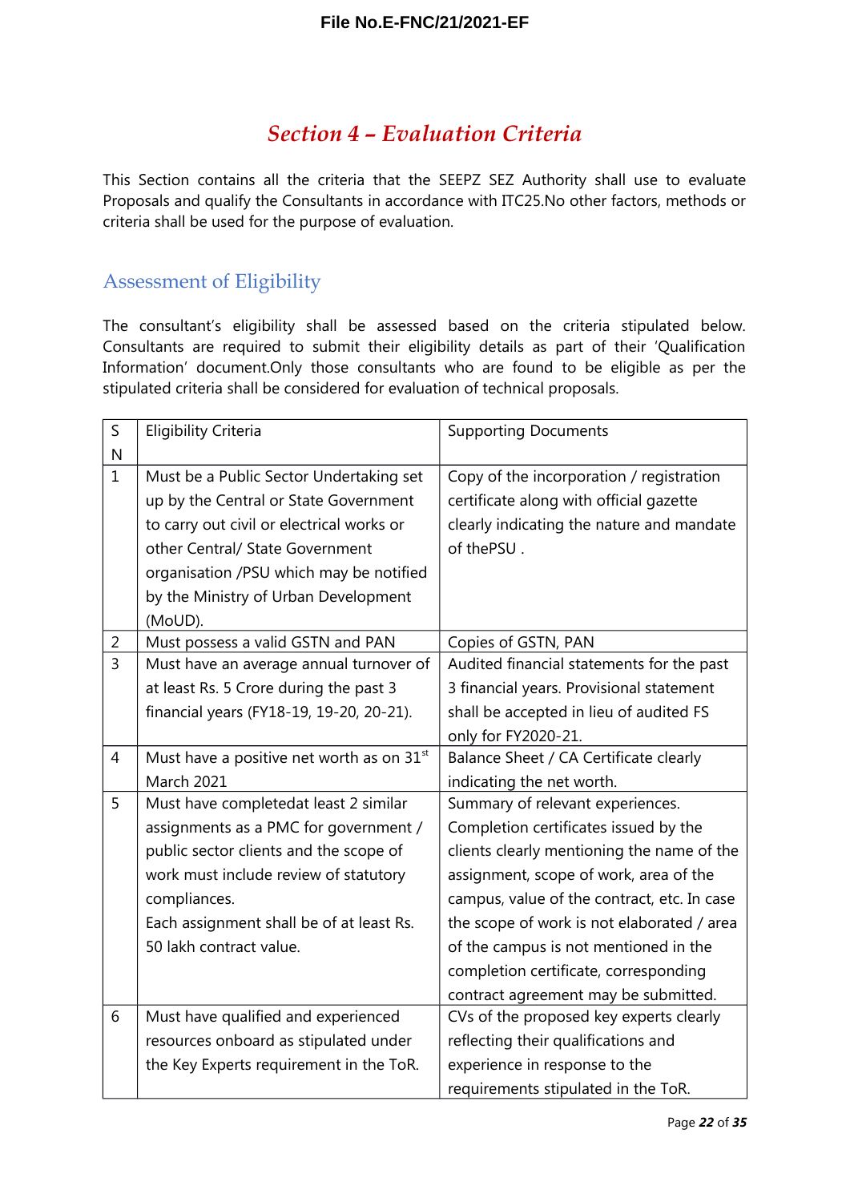# Section 4 – Evaluation Criteria

This Section contains all the criteria that the SEEPZ SEZ Authority shall use to evaluate Proposals and qualify the Consultants in accordance with ITC25.No other factors, methods or criteria shall be used for the purpose of evaluation.

## Assessment of Eligibility

The consultant's eligibility shall be assessed based on the criteria stipulated below. Consultants are required to submit their eligibility details as part of their 'Qualification Information' document.Only those consultants who are found to be eligible as per the stipulated criteria shall be considered for evaluation of technical proposals.

| SN | Eligibility Criteria | Supporting Documents |
|---|---|---|
| 1 | Must be a Public Sector Undertaking set up by the Central or State Government to carry out civil or electrical works or other Central/ State Government organisation /PSU which may be notified by the Ministry of Urban Development (MoUD). | Copy of the incorporation / registration certificate along with official gazette clearly indicating the nature and mandate of thePSU . |
| 2 | Must possess a valid GSTN and PAN | Copies of GSTN, PAN |
| 3 | Must have an average annual turnover of at least Rs. 5 Crore during the past 3 financial years (FY18-19, 19-20, 20-21). | Audited financial statements for the past 3 financial years. Provisional statement shall be accepted in lieu of audited FS only for FY2020-21. |
| 4 | Must have a positive net worth as on 31st March 2021 | Balance Sheet / CA Certificate clearly indicating the net worth. |
| 5 | Must have completedat least 2 similar assignments as a PMC for government / public sector clients and the scope of work must include review of statutory compliances.<br>Each assignment shall be of at least Rs. 50 lakh contract value. | Summary of relevant experiences. Completion certificates issued by the clients clearly mentioning the name of the assignment, scope of work, area of the campus, value of the contract, etc. In case the scope of work is not elaborated / area of the campus is not mentioned in the completion certificate, corresponding contract agreement may be submitted. |
| 6 | Must have qualified and experienced resources onboard as stipulated under the Key Experts requirement in the ToR. | CVs of the proposed key experts clearly reflecting their qualifications and experience in response to the requirements stipulated in the ToR. |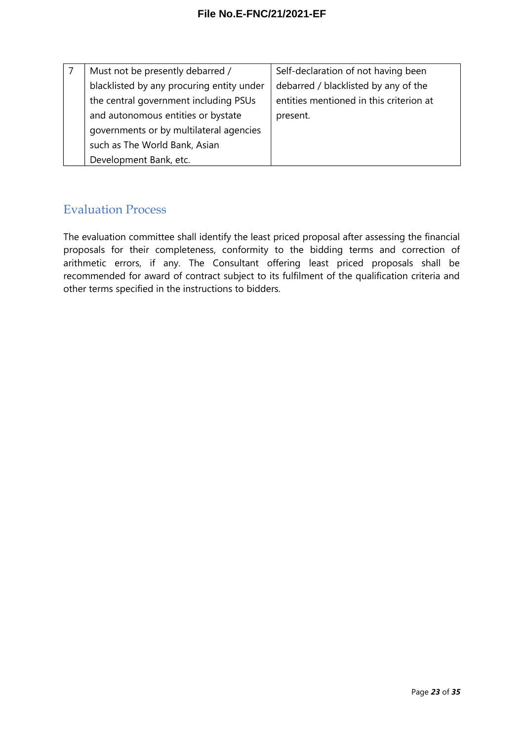| 7 | Must not be presently debarred / blacklisted by any procuring entity under the central government including PSUs and autonomous entities or bystate governments or by multilateral agencies such as The World Bank, Asian Development Bank, etc. | Self-declaration of not having been debarred / blacklisted by any of the entities mentioned in this criterion at present. |
|---|---|---|

## Evaluation Process

The evaluation committee shall identify the least priced proposal after assessing the financial proposals for their completeness, conformity to the bidding terms and correction of arithmetic errors, if any. The Consultant offering least priced proposals shall be recommended for award of contract subject to its fulfilment of the qualification criteria and other terms specified in the instructions to bidders.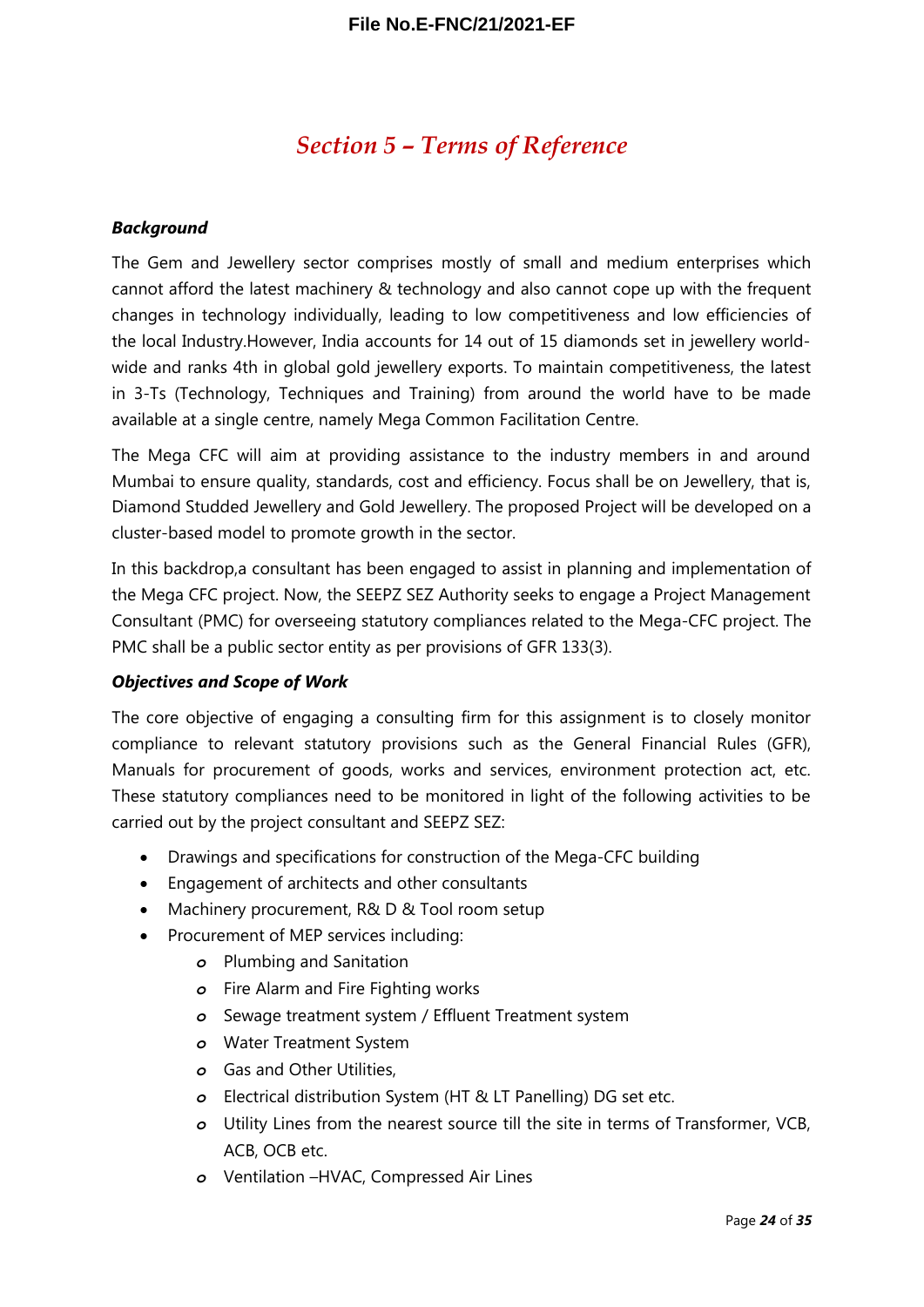# Section 5 – Terms of Reference

***Background***

The Gem and Jewellery sector comprises mostly of small and medium enterprises which cannot afford the latest machinery & technology and also cannot cope up with the frequent changes in technology individually, leading to low competitiveness and low efficiencies of the local Industry.However, India accounts for 14 out of 15 diamonds set in jewellery world-wide and ranks 4th in global gold jewellery exports. To maintain competitiveness, the latest in 3-Ts (Technology, Techniques and Training) from around the world have to be made available at a single centre, namely Mega Common Facilitation Centre.

The Mega CFC will aim at providing assistance to the industry members in and around Mumbai to ensure quality, standards, cost and efficiency. Focus shall be on Jewellery, that is, Diamond Studded Jewellery and Gold Jewellery. The proposed Project will be developed on a cluster-based model to promote growth in the sector.

In this backdrop,a consultant has been engaged to assist in planning and implementation of the Mega CFC project. Now, the SEEPZ SEZ Authority seeks to engage a Project Management Consultant (PMC) for overseeing statutory compliances related to the Mega-CFC project. The PMC shall be a public sector entity as per provisions of GFR 133(3).

***Objectives and Scope of Work***

The core objective of engaging a consulting firm for this assignment is to closely monitor compliance to relevant statutory provisions such as the General Financial Rules (GFR), Manuals for procurement of goods, works and services, environment protection act, etc. These statutory compliances need to be monitored in light of the following activities to be carried out by the project consultant and SEEPZ SEZ:

- Drawings and specifications for construction of the Mega-CFC building
- Engagement of architects and other consultants
- Machinery procurement, R& D & Tool room setup
- Procurement of MEP services including:
  - Plumbing and Sanitation
  - Fire Alarm and Fire Fighting works
  - Sewage treatment system / Effluent Treatment system
  - Water Treatment System
  - Gas and Other Utilities,
  - Electrical distribution System (HT & LT Panelling) DG set etc.
  - Utility Lines from the nearest source till the site in terms of Transformer, VCB, ACB, OCB etc.
  - Ventilation –HVAC, Compressed Air Lines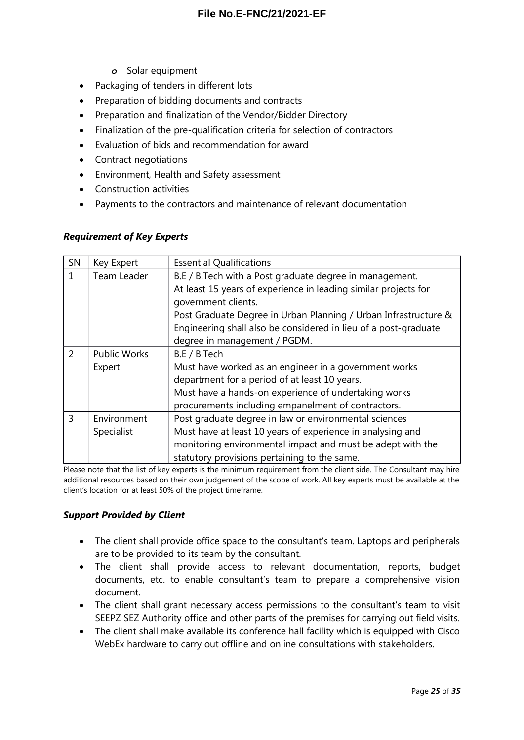- Solar equipment
- Packaging of tenders in different lots
- Preparation of bidding documents and contracts
- Preparation and finalization of the Vendor/Bidder Directory
- Finalization of the pre-qualification criteria for selection of contractors
- Evaluation of bids and recommendation for award
- Contract negotiations
- Environment, Health and Safety assessment
- Construction activities
- Payments to the contractors and maintenance of relevant documentation

### *Requirement of Key Experts*

| SN | Key Expert | Essential Qualifications |
|---|---|---|
| 1 | Team Leader | B.E / B.Tech with a Post graduate degree in management.<br>At least 15 years of experience in leading similar projects for government clients.<br>Post Graduate Degree in Urban Planning / Urban Infrastructure & Engineering shall also be considered in lieu of a post-graduate degree in management / PGDM. |
| 2 | Public Works Expert | B.E / B.Tech<br>Must have worked as an engineer in a government works department for a period of at least 10 years.<br>Must have a hands-on experience of undertaking works procurements including empanelment of contractors. |
| 3 | Environment Specialist | Post graduate degree in law or environmental sciences<br>Must have at least 10 years of experience in analysing and monitoring environmental impact and must be adept with the statutory provisions pertaining to the same. |

Please note that the list of key experts is the minimum requirement from the client side. The Consultant may hire additional resources based on their own judgement of the scope of work. All key experts must be available at the client's location for at least 50% of the project timeframe.

### *Support Provided by Client*

- The client shall provide office space to the consultant's team. Laptops and peripherals are to be provided to its team by the consultant.
- The client shall provide access to relevant documentation, reports, budget documents, etc. to enable consultant's team to prepare a comprehensive vision document.
- The client shall grant necessary access permissions to the consultant's team to visit SEEPZ SEZ Authority office and other parts of the premises for carrying out field visits.
- The client shall make available its conference hall facility which is equipped with Cisco WebEx hardware to carry out offline and online consultations with stakeholders.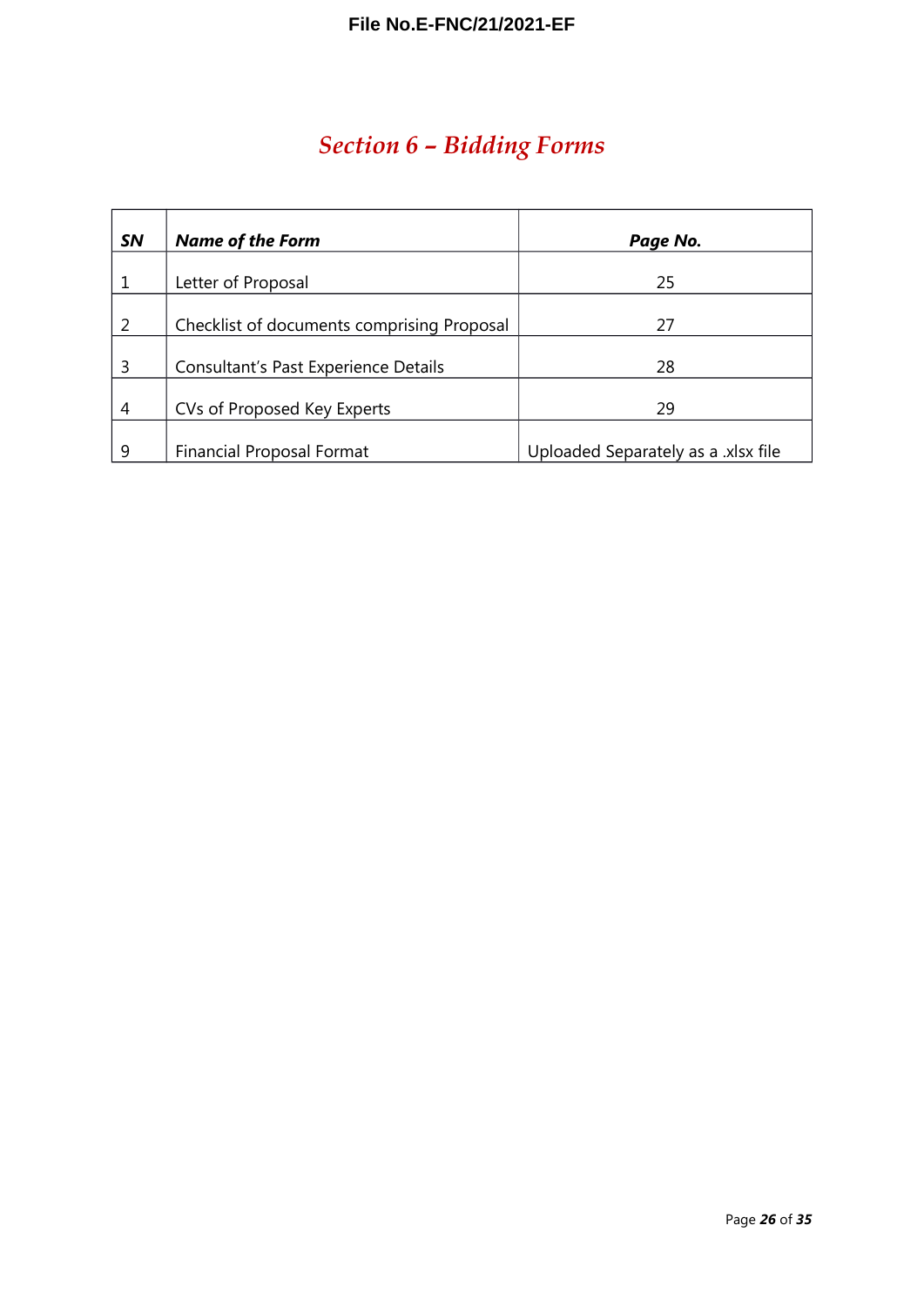# *Section 6 – Bidding Forms*

| ***SN*** | ***Name of the Form*** | ***Page No.*** |
|---|---|---|
| 1 | Letter of Proposal | 25 |
| 2 | Checklist of documents comprising Proposal | 27 |
| 3 | Consultant's Past Experience Details | 28 |
| 4 | CVs of Proposed Key Experts | 29 |
| 9 | Financial Proposal Format | Uploaded Separately as a .xlsx file |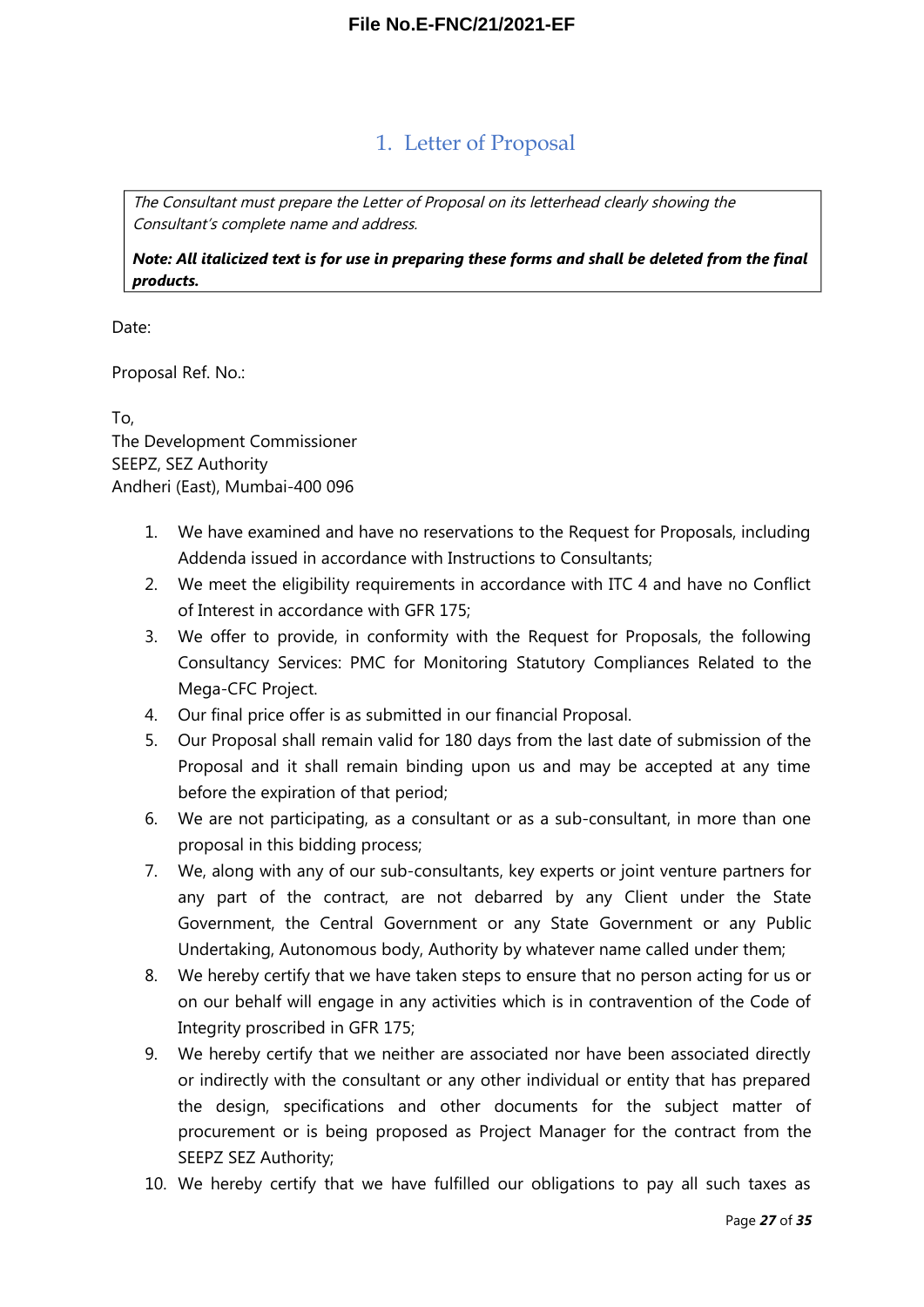# 1. Letter of Proposal

*The Consultant must prepare the Letter of Proposal on its letterhead clearly showing the Consultant's complete name and address.*

***Note: All italicized text is for use in preparing these forms and shall be deleted from the final products.***

Date:

Proposal Ref. No.:

To,
The Development Commissioner
SEEPZ, SEZ Authority
Andheri (East), Mumbai-400 096

1. We have examined and have no reservations to the Request for Proposals, including Addenda issued in accordance with Instructions to Consultants;
2. We meet the eligibility requirements in accordance with ITC 4 and have no Conflict of Interest in accordance with GFR 175;
3. We offer to provide, in conformity with the Request for Proposals, the following Consultancy Services: PMC for Monitoring Statutory Compliances Related to the Mega-CFC Project.
4. Our final price offer is as submitted in our financial Proposal.
5. Our Proposal shall remain valid for 180 days from the last date of submission of the Proposal and it shall remain binding upon us and may be accepted at any time before the expiration of that period;
6. We are not participating, as a consultant or as a sub-consultant, in more than one proposal in this bidding process;
7. We, along with any of our sub-consultants, key experts or joint venture partners for any part of the contract, are not debarred by any Client under the State Government, the Central Government or any State Government or any Public Undertaking, Autonomous body, Authority by whatever name called under them;
8. We hereby certify that we have taken steps to ensure that no person acting for us or on our behalf will engage in any activities which is in contravention of the Code of Integrity proscribed in GFR 175;
9. We hereby certify that we neither are associated nor have been associated directly or indirectly with the consultant or any other individual or entity that has prepared the design, specifications and other documents for the subject matter of procurement or is being proposed as Project Manager for the contract from the SEEPZ SEZ Authority;
10. We hereby certify that we have fulfilled our obligations to pay all such taxes as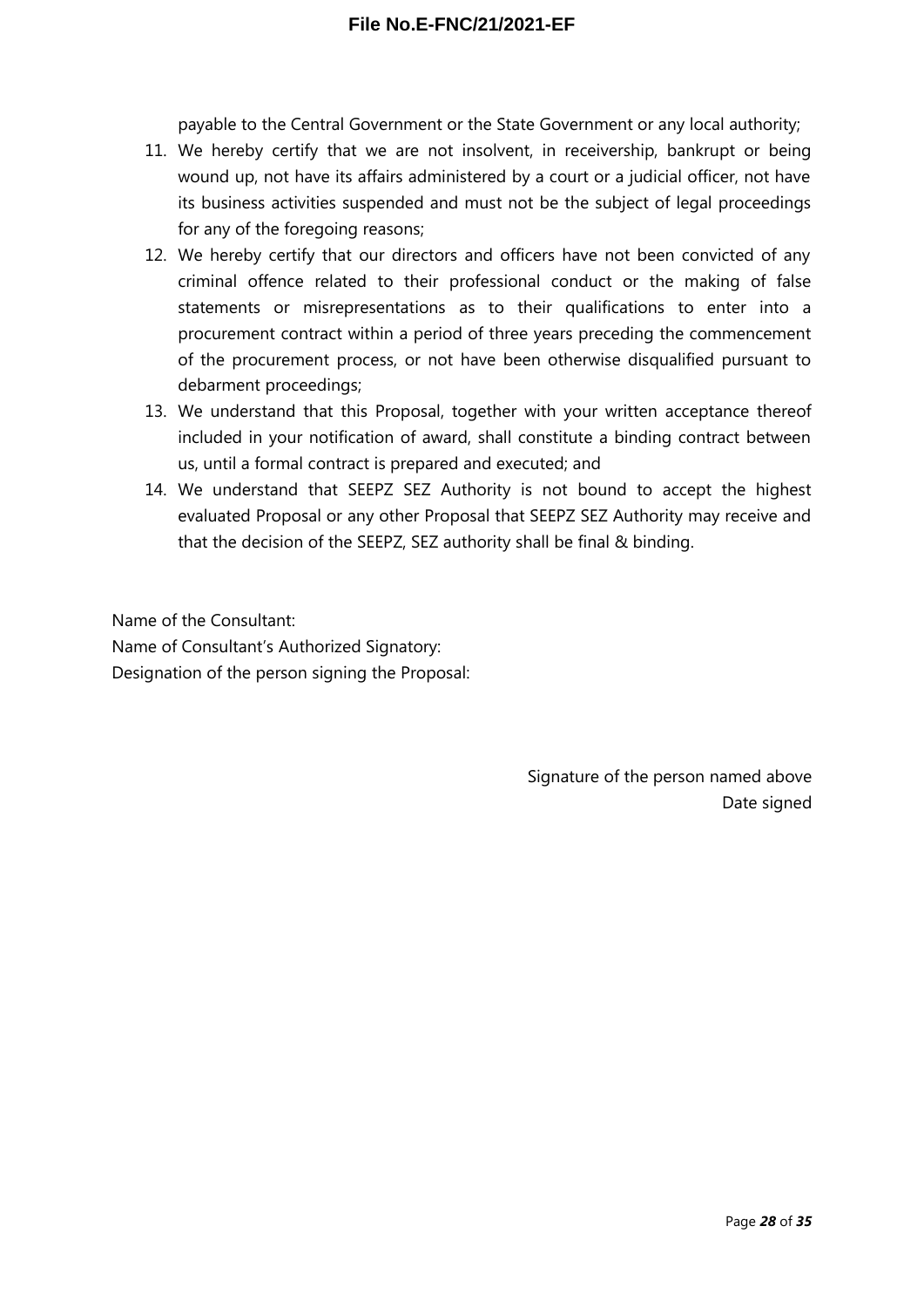payable to the Central Government or the State Government or any local authority;

11. We hereby certify that we are not insolvent, in receivership, bankrupt or being wound up, not have its affairs administered by a court or a judicial officer, not have its business activities suspended and must not be the subject of legal proceedings for any of the foregoing reasons;
12. We hereby certify that our directors and officers have not been convicted of any criminal offence related to their professional conduct or the making of false statements or misrepresentations as to their qualifications to enter into a procurement contract within a period of three years preceding the commencement of the procurement process, or not have been otherwise disqualified pursuant to debarment proceedings;
13. We understand that this Proposal, together with your written acceptance thereof included in your notification of award, shall constitute a binding contract between us, until a formal contract is prepared and executed; and
14. We understand that SEEPZ SEZ Authority is not bound to accept the highest evaluated Proposal or any other Proposal that SEEPZ SEZ Authority may receive and that the decision of the SEEPZ, SEZ authority shall be final & binding.

Name of the Consultant:

Name of Consultant's Authorized Signatory:

Designation of the person signing the Proposal:

Signature of the person named above

Date signed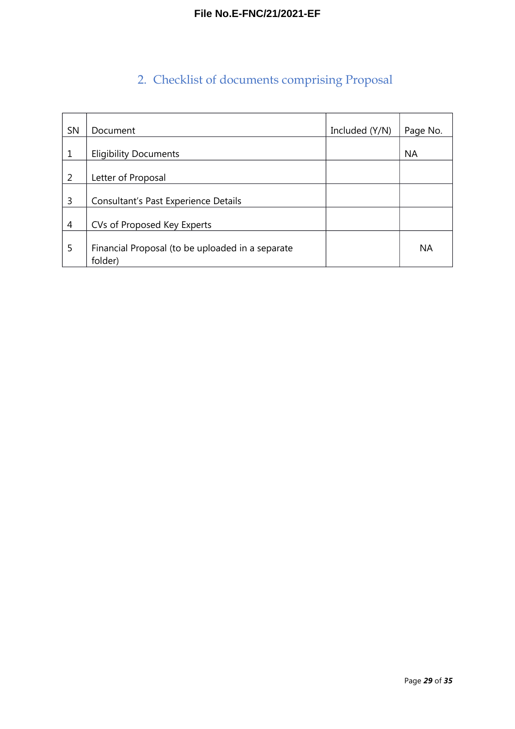## 2. Checklist of documents comprising Proposal

| SN | Document | Included (Y/N) | Page No. |
|---|---|---|---|
| 1 | Eligibility Documents | | NA |
| 2 | Letter of Proposal | | |
| 3 | Consultant's Past Experience Details | | |
| 4 | CVs of Proposed Key Experts | | |
| 5 | Financial Proposal (to be uploaded in a separate folder) | | NA |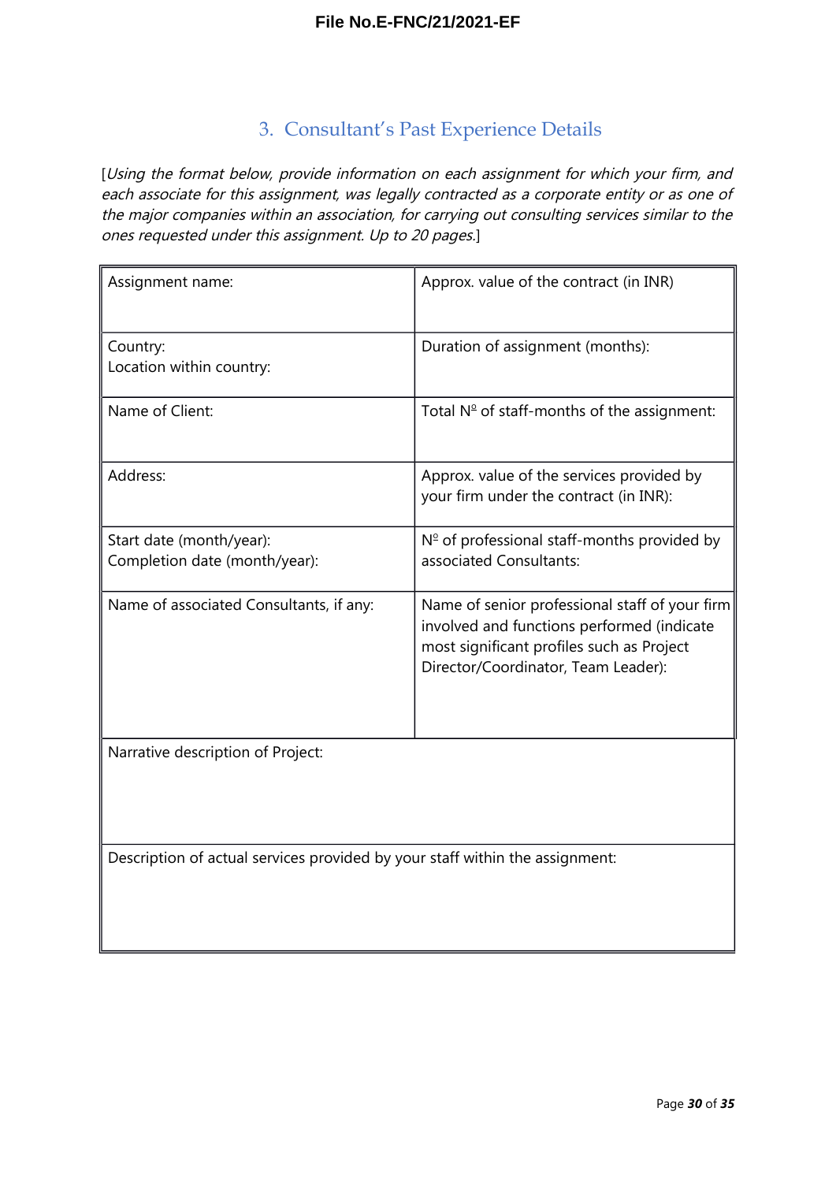## 3. Consultant's Past Experience Details

[*Using the format below, provide information on each assignment for which your firm, and each associate for this assignment, was legally contracted as a corporate entity or as one of the major companies within an association, for carrying out consulting services similar to the ones requested under this assignment. Up to 20 pages.*]

| Assignment name: | Approx. value of the contract (in INR) |
|---|---|
| Country:<br>Location within country: | Duration of assignment (months): |
| Name of Client: | Total Nº of staff-months of the assignment: |
| Address: | Approx. value of the services provided by your firm under the contract (in INR): |
| Start date (month/year):<br>Completion date (month/year): | Nº of professional staff-months provided by associated Consultants: |
| Name of associated Consultants, if any: | Name of senior professional staff of your firm involved and functions performed (indicate most significant profiles such as Project Director/Coordinator, Team Leader): |
| Narrative description of Project: | |
| Description of actual services provided by your staff within the assignment: | |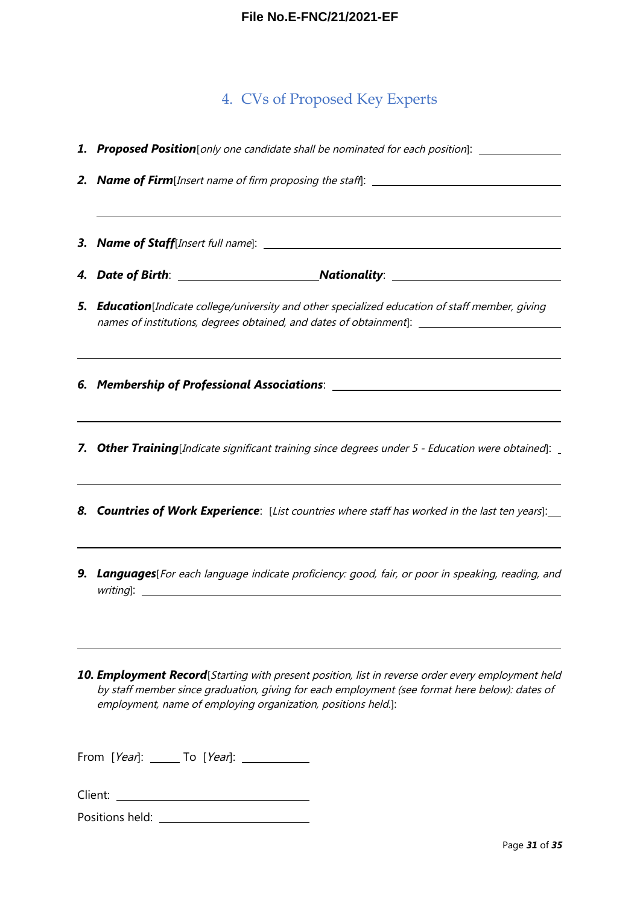## 4. CVs of Proposed Key Experts

1. ***Proposed Position***[*only one candidate shall be nominated for each position*]: \_\_\_\_\_\_\_\_\_\_\_\_\_\_

2. ***Name of Firm***[*Insert name of firm proposing the staff*]: \_\_\_\_\_\_\_\_\_\_\_\_\_\_\_\_\_\_\_\_\_\_\_\_\_\_\_\_\_\_

   \_\_\_\_\_\_\_\_\_\_\_\_\_\_\_\_\_\_\_\_\_\_\_\_\_\_\_\_\_\_\_\_\_\_\_\_\_\_\_\_\_\_\_\_\_\_\_\_\_\_\_\_\_\_\_\_\_\_\_\_\_\_\_\_\_\_\_\_\_\_\_\_\_\_

3. ***Name of Staff***[*Insert full name*]: \_\_\_\_\_\_\_\_\_\_\_\_\_\_\_\_\_\_\_\_\_\_\_\_\_\_\_\_\_\_\_\_\_\_\_\_\_\_\_\_\_\_\_\_\_\_

4. ***Date of Birth***: \_\_\_\_\_\_\_\_\_\_\_\_\_\_\_\_\_\_\_\_\_\_\_\_ ***Nationality***: \_\_\_\_\_\_\_\_\_\_\_\_\_\_\_\_\_\_\_\_\_\_\_\_\_\_\_\_

5. ***Education***[*Indicate college/university and other specialized education of staff member, giving names of institutions, degrees obtained, and dates of obtainment*]: \_\_\_\_\_\_\_\_\_\_\_\_\_\_\_\_\_\_\_\_\_\_\_\_

   \_\_\_\_\_\_\_\_\_\_\_\_\_\_\_\_\_\_\_\_\_\_\_\_\_\_\_\_\_\_\_\_\_\_\_\_\_\_\_\_\_\_\_\_\_\_\_\_\_\_\_\_\_\_\_\_\_\_\_\_\_\_\_\_\_\_\_\_\_\_\_\_\_\_\_\_

6. ***Membership of Professional Associations***: \_\_\_\_\_\_\_\_\_\_\_\_\_\_\_\_\_\_\_\_\_\_\_\_\_\_\_\_\_\_\_\_\_\_\_\_\_\_

   \_\_\_\_\_\_\_\_\_\_\_\_\_\_\_\_\_\_\_\_\_\_\_\_\_\_\_\_\_\_\_\_\_\_\_\_\_\_\_\_\_\_\_\_\_\_\_\_\_\_\_\_\_\_\_\_\_\_\_\_\_\_\_\_\_\_\_\_\_\_\_\_\_\_\_\_

7. ***Other Training***[*Indicate significant training since degrees under 5 - Education were obtained*]: \_

   \_\_\_\_\_\_\_\_\_\_\_\_\_\_\_\_\_\_\_\_\_\_\_\_\_\_\_\_\_\_\_\_\_\_\_\_\_\_\_\_\_\_\_\_\_\_\_\_\_\_\_\_\_\_\_\_\_\_\_\_\_\_\_\_\_\_\_\_\_\_\_\_\_\_\_\_

8. ***Countries of Work Experience***: [*List countries where staff has worked in the last ten years*]:\_\_

   \_\_\_\_\_\_\_\_\_\_\_\_\_\_\_\_\_\_\_\_\_\_\_\_\_\_\_\_\_\_\_\_\_\_\_\_\_\_\_\_\_\_\_\_\_\_\_\_\_\_\_\_\_\_\_\_\_\_\_\_\_\_\_\_\_\_\_\_\_\_\_\_\_\_\_\_

9. ***Languages***[*For each language indicate proficiency: good, fair, or poor in speaking, reading, and writing*]: \_\_\_\_\_\_\_\_\_\_\_\_\_\_\_\_\_\_\_\_\_\_\_\_\_\_\_\_\_\_\_\_\_\_\_\_\_\_\_\_\_\_\_\_\_\_\_\_\_\_\_\_\_\_\_\_\_\_\_\_\_\_\_

   \_\_\_\_\_\_\_\_\_\_\_\_\_\_\_\_\_\_\_\_\_\_\_\_\_\_\_\_\_\_\_\_\_\_\_\_\_\_\_\_\_\_\_\_\_\_\_\_\_\_\_\_\_\_\_\_\_\_\_\_\_\_\_\_\_\_\_\_\_\_\_\_\_\_\_\_

10. ***Employment Record***[*Starting with present position, list in reverse order every employment held by staff member since graduation, giving for each employment (see format here below): dates of employment, name of employing organization, positions held.*]:

From [*Year*]: \_\_\_\_\_ To [*Year*]: \_\_\_\_\_\_\_\_\_\_\_

Client: \_\_\_\_\_\_\_\_\_\_\_\_\_\_\_\_\_\_\_\_\_\_\_\_\_\_\_\_\_\_\_\_

Positions held: \_\_\_\_\_\_\_\_\_\_\_\_\_\_\_\_\_\_\_\_\_\_\_\_\_\_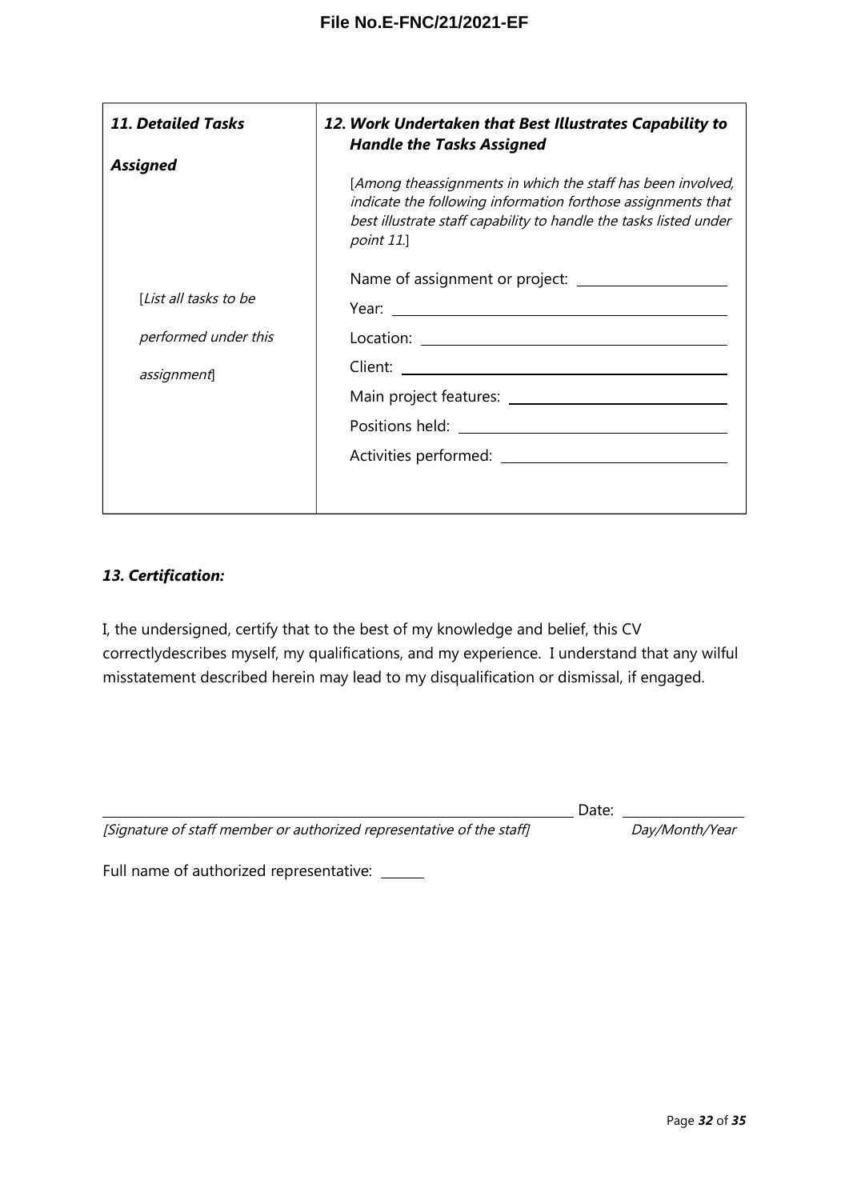| *11. Detailed Tasks Assigned* | *12. Work Undertaken that Best Illustrates Capability to Handle the Tasks Assigned* |
|---|---|
| [*List all tasks to be performed under this assignment*] | [*Among theassignments in which the staff has been involved, indicate the following information forthose assignments that best illustrate staff capability to handle the tasks listed under point 11.*]<br><br>Name of assignment or project: \_\_\_\_\_\_\_\_\_\_<br>Year: \_\_\_\_\_\_\_\_\_\_<br>Location: \_\_\_\_\_\_\_\_\_\_<br>Client: \_\_\_\_\_\_\_\_\_\_<br>Main project features: \_\_\_\_\_\_\_\_\_\_<br>Positions held: \_\_\_\_\_\_\_\_\_\_<br>Activities performed: \_\_\_\_\_\_\_\_\_\_ |

### *13. Certification:*

I, the undersigned, certify that to the best of my knowledge and belief, this CV correctlydescribes myself, my qualifications, and my experience. I understand that any wilful misstatement described herein may lead to my disqualification or dismissal, if engaged.

\_\_\_\_\_\_\_\_\_\_\_\_\_\_\_\_\_\_\_\_\_\_\_\_\_\_\_\_\_\_\_\_\_\_\_\_\_\_\_\_ Date: \_\_\_\_\_\_\_\_\_\_

*[Signature of staff member or authorized representative of the staff]* *Day/Month/Year*

Full name of authorized representative: \_\_\_\_\_\_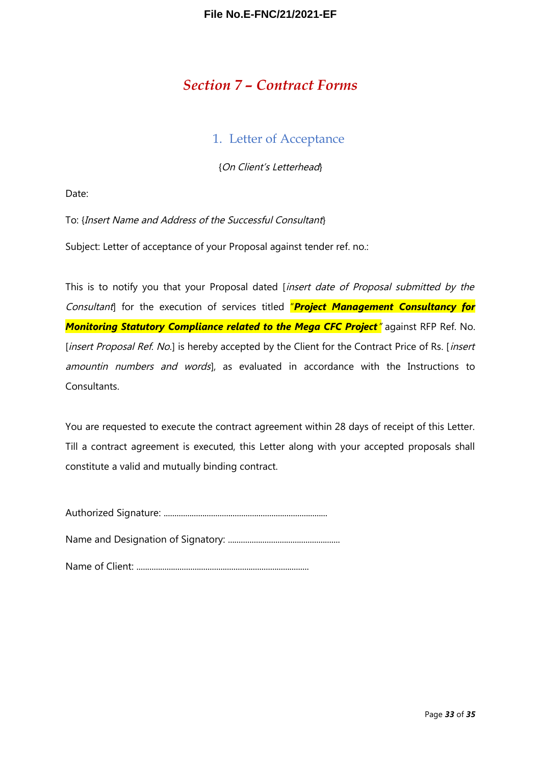# *Section 7 – Contract Forms*

## 1. Letter of Acceptance

{*On Client's Letterhead*}

Date:

To: {*Insert Name and Address of the Successful Consultant*}

Subject: Letter of acceptance of your Proposal against tender ref. no.:

This is to notify you that your Proposal dated [*insert date of Proposal submitted by the Consultant*] for the execution of services titled "***Project Management Consultancy for Monitoring Statutory Compliance related to the Mega CFC Project***" against RFP Ref. No. [*insert Proposal Ref. No.*] is hereby accepted by the Client for the Contract Price of Rs. [*insert amountin numbers and words*], as evaluated in accordance with the Instructions to Consultants.

You are requested to execute the contract agreement within 28 days of receipt of this Letter. Till a contract agreement is executed, this Letter along with your accepted proposals shall constitute a valid and mutually binding contract.

Authorized Signature: ...........................................................................

Name and Designation of Signatory: ....................................................

Name of Client: ................................................................................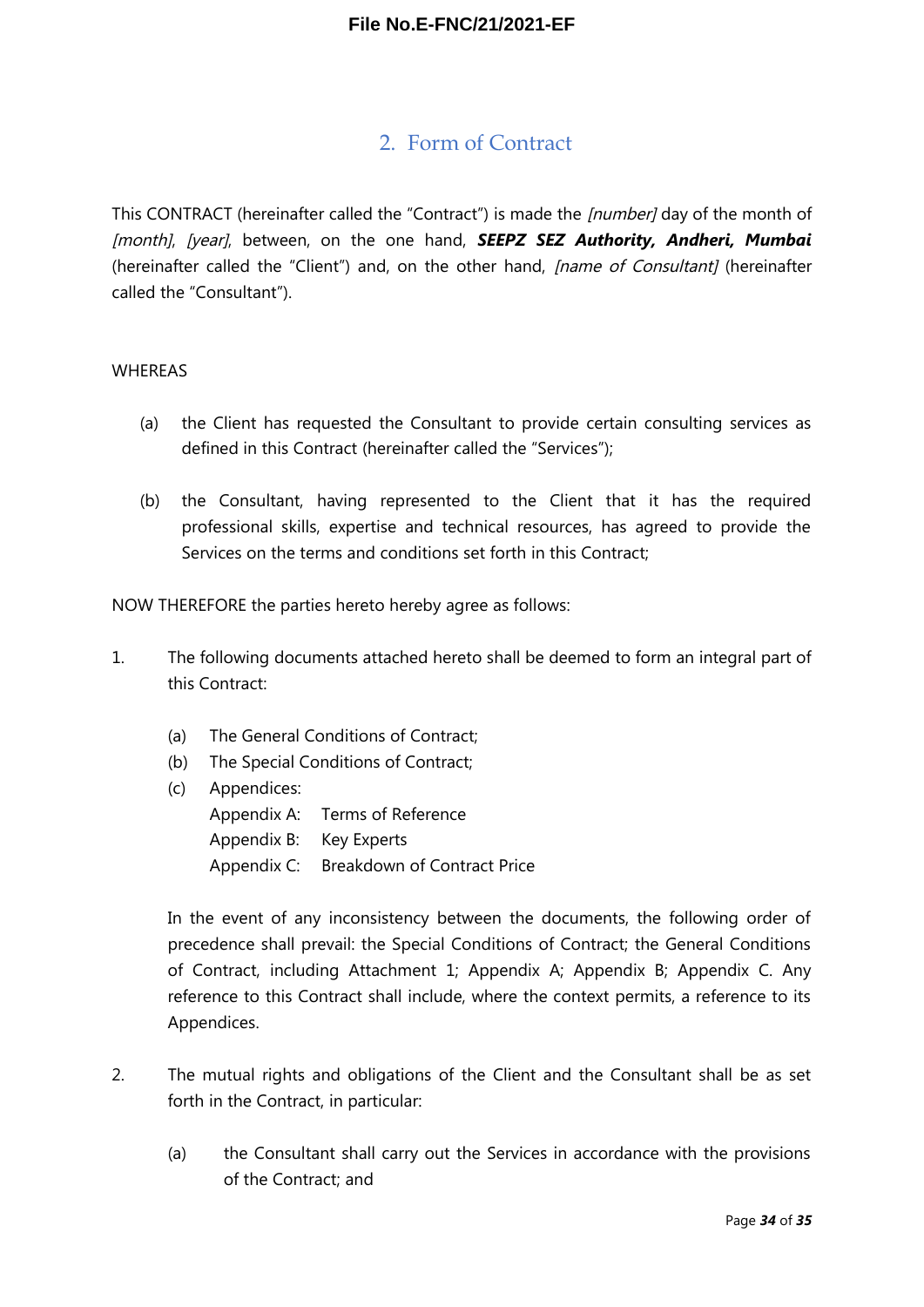## 2. Form of Contract

This CONTRACT (hereinafter called the "Contract") is made the *[number]* day of the month of *[month]*, *[year]*, between, on the one hand, ***SEEPZ SEZ Authority, Andheri, Mumbai*** (hereinafter called the "Client") and, on the other hand, *[name of Consultant]* (hereinafter called the "Consultant").

WHEREAS

(a) the Client has requested the Consultant to provide certain consulting services as defined in this Contract (hereinafter called the "Services");

(b) the Consultant, having represented to the Client that it has the required professional skills, expertise and technical resources, has agreed to provide the Services on the terms and conditions set forth in this Contract;

NOW THEREFORE the parties hereto hereby agree as follows:

1. The following documents attached hereto shall be deemed to form an integral part of this Contract:

   (a) The General Conditions of Contract;
   (b) The Special Conditions of Contract;
   (c) Appendices:
   Appendix A: Terms of Reference
   Appendix B: Key Experts
   Appendix C: Breakdown of Contract Price

   In the event of any inconsistency between the documents, the following order of precedence shall prevail: the Special Conditions of Contract; the General Conditions of Contract, including Attachment 1; Appendix A; Appendix B; Appendix C. Any reference to this Contract shall include, where the context permits, a reference to its Appendices.

2. The mutual rights and obligations of the Client and the Consultant shall be as set forth in the Contract, in particular:

   (a) the Consultant shall carry out the Services in accordance with the provisions of the Contract; and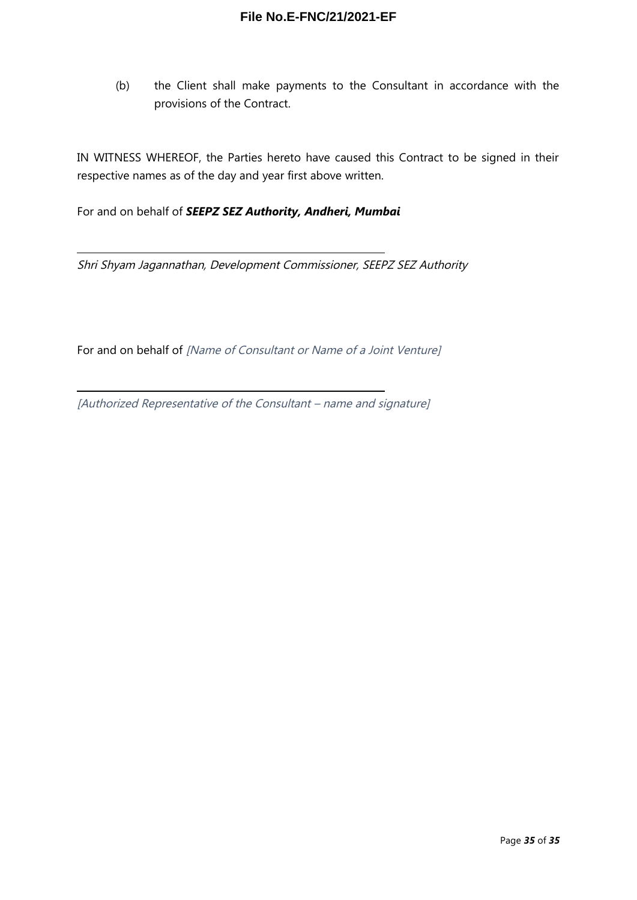(b) the Client shall make payments to the Consultant in accordance with the provisions of the Contract.

IN WITNESS WHEREOF, the Parties hereto have caused this Contract to be signed in their respective names as of the day and year first above written.

For and on behalf of ***SEEPZ SEZ Authority, Andheri, Mumbai***

______________________________________

*Shri Shyam Jagannathan, Development Commissioner, SEEPZ SEZ Authority*

For and on behalf of *[Name of Consultant or Name of a Joint Venture]*

______________________________________

*[Authorized Representative of the Consultant – name and signature]*